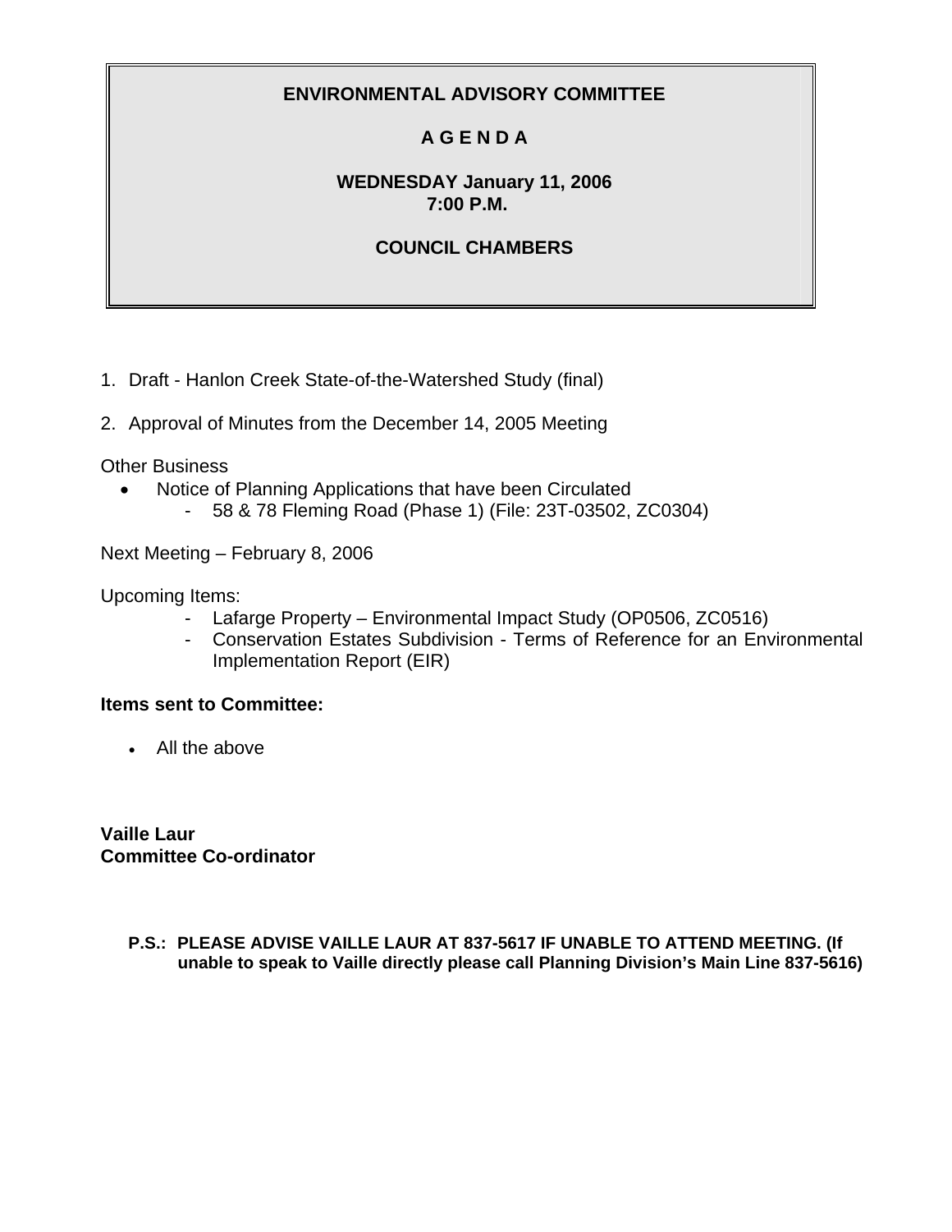# ENVIRONMENTAL ADVISORY COMMITTEE

## A G E N D A

**WEDNESDAY January 11, 2006**
**7:00 P.M.**

**COUNCIL CHAMBERS**

1. Draft - Hanlon Creek State-of-the-Watershed Study (final)

2. Approval of Minutes from the December 14, 2005 Meeting

Other Business

- Notice of Planning Applications that have been Circulated
  - 58 & 78 Fleming Road (Phase 1) (File: 23T-03502, ZC0304)

Next Meeting – February 8, 2006

Upcoming Items:

- Lafarge Property – Environmental Impact Study (OP0506, ZC0516)
- Conservation Estates Subdivision - Terms of Reference for an Environmental Implementation Report (EIR)

**Items sent to Committee:**

- All the above

**Vaille Laur**
**Committee Co-ordinator**

**P.S.: PLEASE ADVISE VAILLE LAUR AT 837-5617 IF UNABLE TO ATTEND MEETING. (If unable to speak to Vaille directly please call Planning Division's Main Line 837-5616)**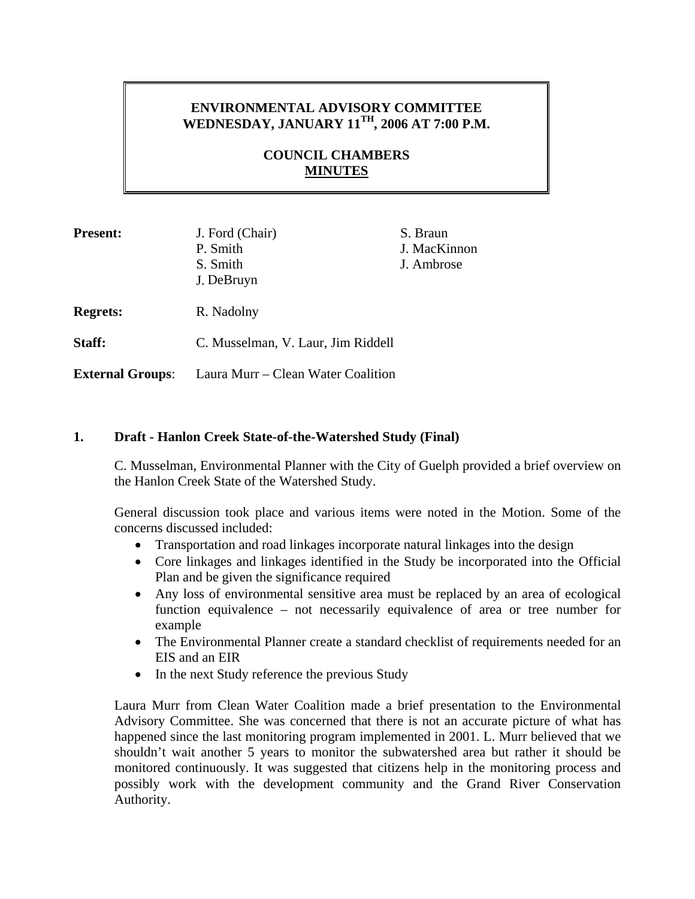# ENVIRONMENTAL ADVISORY COMMITTEE
# WEDNESDAY, JANUARY 11TH, 2006 AT 7:00 P.M.

## COUNCIL CHAMBERS
## MINUTES

| | | |
|---|---|---|
| **Present:** | J. Ford (Chair) | S. Braun |
| | P. Smith | J. MacKinnon |
| | S. Smith | J. Ambrose |
| | J. DeBruyn | |
| **Regrets:** | R. Nadolny | |
| **Staff:** | C. Musselman, V. Laur, Jim Riddell | |
| **External Groups**: | Laura Murr – Clean Water Coalition | |

### 1. Draft - Hanlon Creek State-of-the-Watershed Study (Final)

C. Musselman, Environmental Planner with the City of Guelph provided a brief overview on the Hanlon Creek State of the Watershed Study.

General discussion took place and various items were noted in the Motion. Some of the concerns discussed included:

- Transportation and road linkages incorporate natural linkages into the design
- Core linkages and linkages identified in the Study be incorporated into the Official Plan and be given the significance required
- Any loss of environmental sensitive area must be replaced by an area of ecological function equivalence – not necessarily equivalence of area or tree number for example
- The Environmental Planner create a standard checklist of requirements needed for an EIS and an EIR
- In the next Study reference the previous Study

Laura Murr from Clean Water Coalition made a brief presentation to the Environmental Advisory Committee. She was concerned that there is not an accurate picture of what has happened since the last monitoring program implemented in 2001. L. Murr believed that we shouldn't wait another 5 years to monitor the subwatershed area but rather it should be monitored continuously. It was suggested that citizens help in the monitoring process and possibly work with the development community and the Grand River Conservation Authority.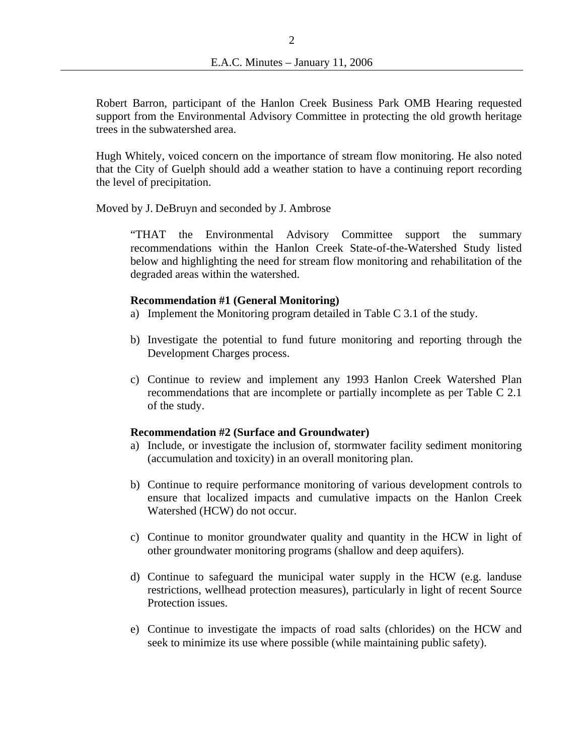Robert Barron, participant of the Hanlon Creek Business Park OMB Hearing requested support from the Environmental Advisory Committee in protecting the old growth heritage trees in the subwatershed area.

Hugh Whitely, voiced concern on the importance of stream flow monitoring. He also noted that the City of Guelph should add a weather station to have a continuing report recording the level of precipitation.

Moved by J. DeBruyn and seconded by J. Ambrose

> "THAT the Environmental Advisory Committee support the summary recommendations within the Hanlon Creek State-of-the-Watershed Study listed below and highlighting the need for stream flow monitoring and rehabilitation of the degraded areas within the watershed.
>
> **Recommendation #1 (General Monitoring)**
>
> a) Implement the Monitoring program detailed in Table C 3.1 of the study.
>
> b) Investigate the potential to fund future monitoring and reporting through the Development Charges process.
>
> c) Continue to review and implement any 1993 Hanlon Creek Watershed Plan recommendations that are incomplete or partially incomplete as per Table C 2.1 of the study.
>
> **Recommendation #2 (Surface and Groundwater)**
>
> a) Include, or investigate the inclusion of, stormwater facility sediment monitoring (accumulation and toxicity) in an overall monitoring plan.
>
> b) Continue to require performance monitoring of various development controls to ensure that localized impacts and cumulative impacts on the Hanlon Creek Watershed (HCW) do not occur.
>
> c) Continue to monitor groundwater quality and quantity in the HCW in light of other groundwater monitoring programs (shallow and deep aquifers).
>
> d) Continue to safeguard the municipal water supply in the HCW (e.g. landuse restrictions, wellhead protection measures), particularly in light of recent Source Protection issues.
>
> e) Continue to investigate the impacts of road salts (chlorides) on the HCW and seek to minimize its use where possible (while maintaining public safety).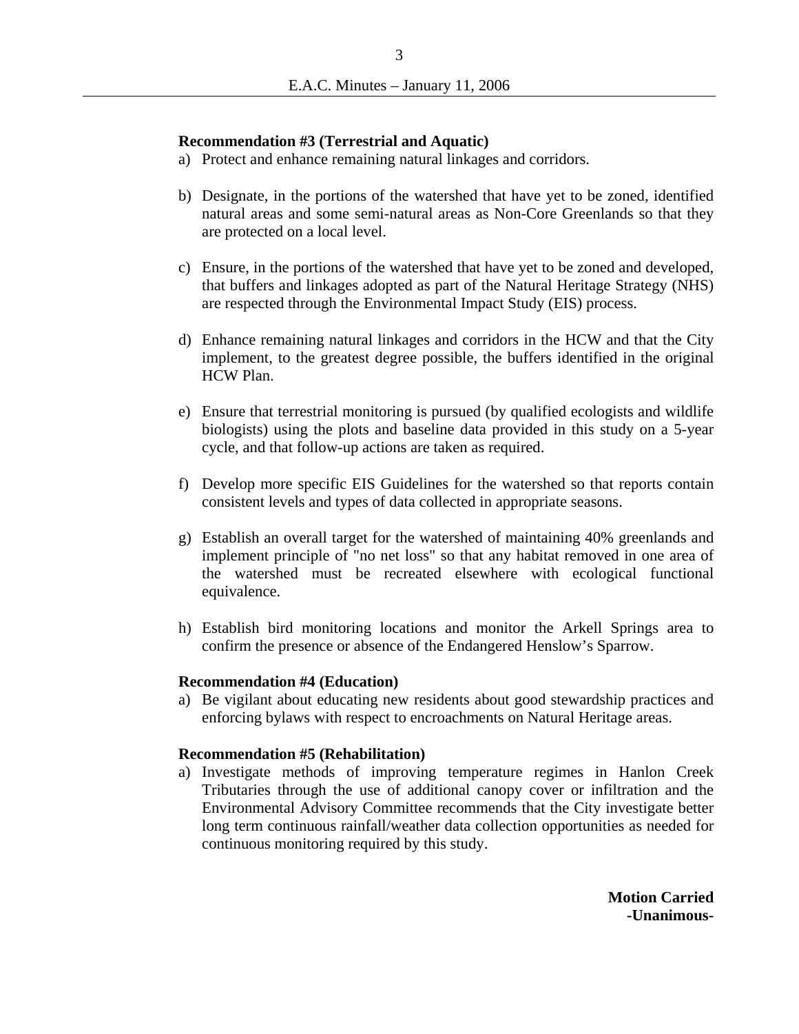**Recommendation #3 (Terrestrial and Aquatic)**

a) Protect and enhance remaining natural linkages and corridors.

b) Designate, in the portions of the watershed that have yet to be zoned, identified natural areas and some semi-natural areas as Non-Core Greenlands so that they are protected on a local level.

c) Ensure, in the portions of the watershed that have yet to be zoned and developed, that buffers and linkages adopted as part of the Natural Heritage Strategy (NHS) are respected through the Environmental Impact Study (EIS) process.

d) Enhance remaining natural linkages and corridors in the HCW and that the City implement, to the greatest degree possible, the buffers identified in the original HCW Plan.

e) Ensure that terrestrial monitoring is pursued (by qualified ecologists and wildlife biologists) using the plots and baseline data provided in this study on a 5-year cycle, and that follow-up actions are taken as required.

f) Develop more specific EIS Guidelines for the watershed so that reports contain consistent levels and types of data collected in appropriate seasons.

g) Establish an overall target for the watershed of maintaining 40% greenlands and implement principle of "no net loss" so that any habitat removed in one area of the watershed must be recreated elsewhere with ecological functional equivalence.

h) Establish bird monitoring locations and monitor the Arkell Springs area to confirm the presence or absence of the Endangered Henslow's Sparrow.

**Recommendation #4 (Education)**

a) Be vigilant about educating new residents about good stewardship practices and enforcing bylaws with respect to encroachments on Natural Heritage areas.

**Recommendation #5 (Rehabilitation)**

a) Investigate methods of improving temperature regimes in Hanlon Creek Tributaries through the use of additional canopy cover or infiltration and the Environmental Advisory Committee recommends that the City investigate better long term continuous rainfall/weather data collection opportunities as needed for continuous monitoring required by this study.

**Motion Carried**
**-Unanimous-**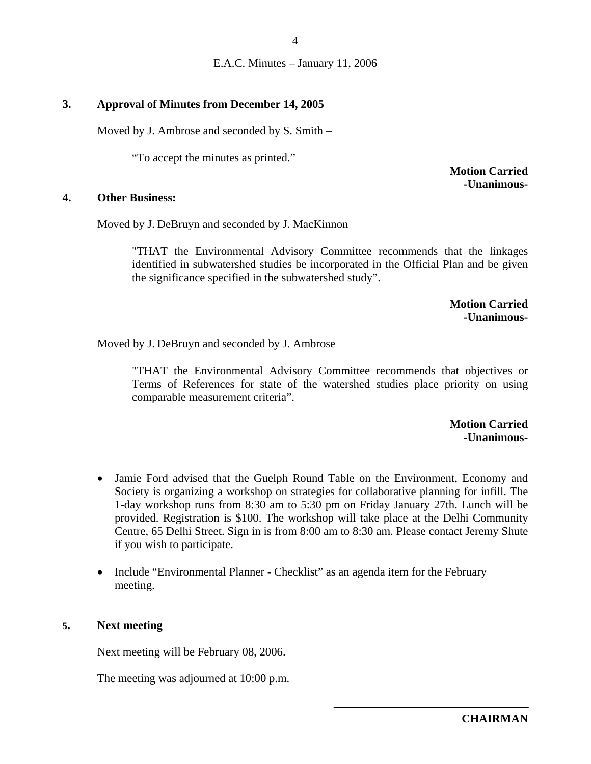## 3. Approval of Minutes from December 14, 2005

Moved by J. Ambrose and seconded by S. Smith –

> "To accept the minutes as printed."

**Motion Carried**
**-Unanimous-**

## 4. Other Business:

Moved by J. DeBruyn and seconded by J. MacKinnon

> "THAT the Environmental Advisory Committee recommends that the linkages identified in subwatershed studies be incorporated in the Official Plan and be given the significance specified in the subwatershed study".

**Motion Carried**
**-Unanimous-**

Moved by J. DeBruyn and seconded by J. Ambrose

> "THAT the Environmental Advisory Committee recommends that objectives or Terms of References for state of the watershed studies place priority on using comparable measurement criteria".

**Motion Carried**
**-Unanimous-**

- Jamie Ford advised that the Guelph Round Table on the Environment, Economy and Society is organizing a workshop on strategies for collaborative planning for infill. The 1-day workshop runs from 8:30 am to 5:30 pm on Friday January 27th. Lunch will be provided. Registration is $100. The workshop will take place at the Delhi Community Centre, 65 Delhi Street. Sign in is from 8:00 am to 8:30 am. Please contact Jeremy Shute if you wish to participate.
- Include "Environmental Planner - Checklist" as an agenda item for the February meeting.

## 5. Next meeting

Next meeting will be February 08, 2006.

The meeting was adjourned at 10:00 p.m.

______________________________

**CHAIRMAN**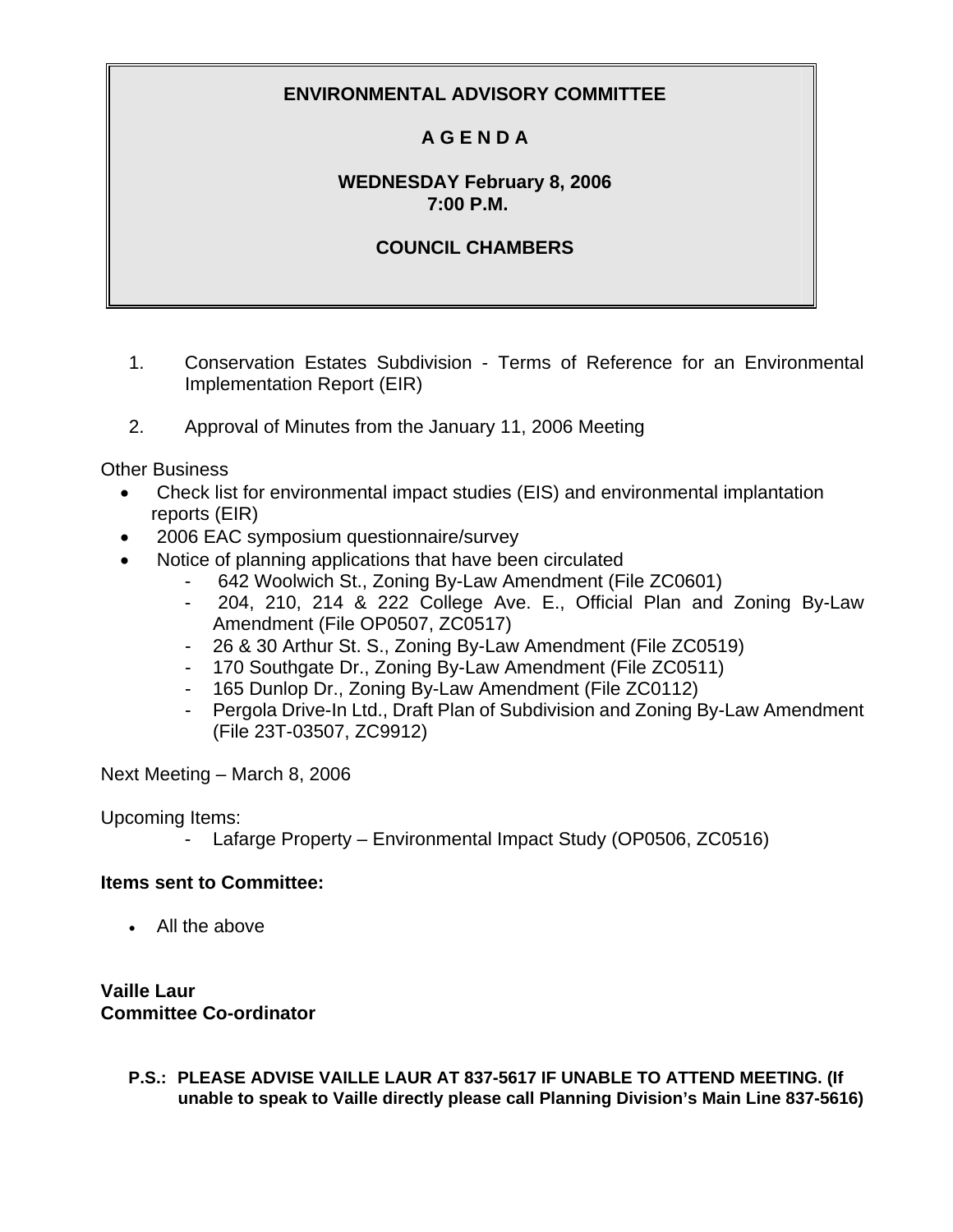# ENVIRONMENTAL ADVISORY COMMITTEE

## A G E N D A

**WEDNESDAY February 8, 2006**
**7:00 P.M.**

**COUNCIL CHAMBERS**

1. Conservation Estates Subdivision - Terms of Reference for an Environmental Implementation Report (EIR)

2. Approval of Minutes from the January 11, 2006 Meeting

Other Business

- Check list for environmental impact studies (EIS) and environmental implantation reports (EIR)
- 2006 EAC symposium questionnaire/survey
- Notice of planning applications that have been circulated
  - 642 Woolwich St., Zoning By-Law Amendment (File ZC0601)
  - 204, 210, 214 & 222 College Ave. E., Official Plan and Zoning By-Law Amendment (File OP0507, ZC0517)
  - 26 & 30 Arthur St. S., Zoning By-Law Amendment (File ZC0519)
  - 170 Southgate Dr., Zoning By-Law Amendment (File ZC0511)
  - 165 Dunlop Dr., Zoning By-Law Amendment (File ZC0112)
  - Pergola Drive-In Ltd., Draft Plan of Subdivision and Zoning By-Law Amendment (File 23T-03507, ZC9912)

Next Meeting – March 8, 2006

Upcoming Items:

- Lafarge Property – Environmental Impact Study (OP0506, ZC0516)

**Items sent to Committee:**

- All the above

**Vaille Laur**
**Committee Co-ordinator**

**P.S.: PLEASE ADVISE VAILLE LAUR AT 837-5617 IF UNABLE TO ATTEND MEETING. (If unable to speak to Vaille directly please call Planning Division's Main Line 837-5616)**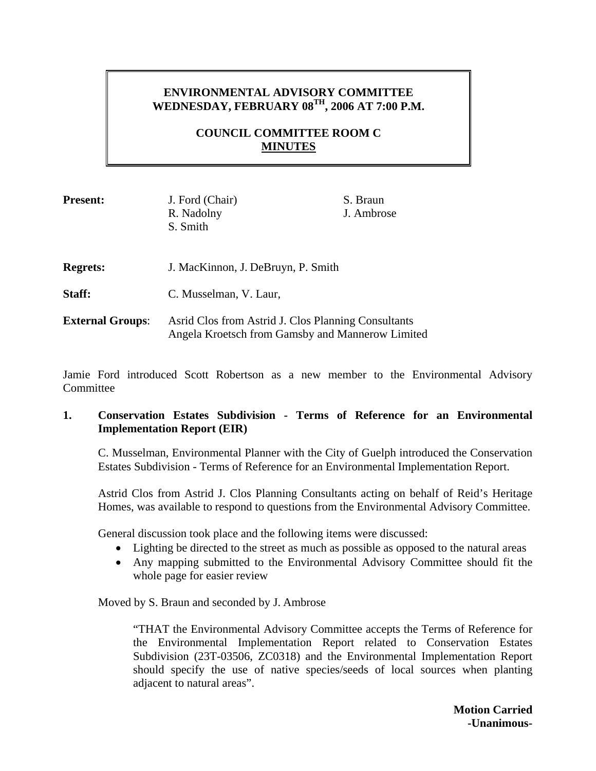**ENVIRONMENTAL ADVISORY COMMITTEE**
**WEDNESDAY, FEBRUARY 08TH, 2006 AT 7:00 P.M.**

**COUNCIL COMMITTEE ROOM C**
**MINUTES**

| | | |
|---|---|---|
| **Present:** | J. Ford (Chair) | S. Braun |
| | R. Nadolny | J. Ambrose |
| | S. Smith | |
| **Regrets:** | J. MacKinnon, J. DeBruyn, P. Smith | |
| **Staff:** | C. Musselman, V. Laur, | |
| **External Groups**: | Asrid Clos from Astrid J. Clos Planning Consultants<br>Angela Kroetsch from Gamsby and Mannerow Limited | |

Jamie Ford introduced Scott Robertson as a new member to the Environmental Advisory Committee

## 1. Conservation Estates Subdivision - Terms of Reference for an Environmental Implementation Report (EIR)

C. Musselman, Environmental Planner with the City of Guelph introduced the Conservation Estates Subdivision - Terms of Reference for an Environmental Implementation Report.

Astrid Clos from Astrid J. Clos Planning Consultants acting on behalf of Reid's Heritage Homes, was available to respond to questions from the Environmental Advisory Committee.

General discussion took place and the following items were discussed:

- Lighting be directed to the street as much as possible as opposed to the natural areas
- Any mapping submitted to the Environmental Advisory Committee should fit the whole page for easier review

Moved by S. Braun and seconded by J. Ambrose

"THAT the Environmental Advisory Committee accepts the Terms of Reference for the Environmental Implementation Report related to Conservation Estates Subdivision (23T-03506, ZC0318) and the Environmental Implementation Report should specify the use of native species/seeds of local sources when planting adjacent to natural areas".

**Motion Carried**
**-Unanimous-**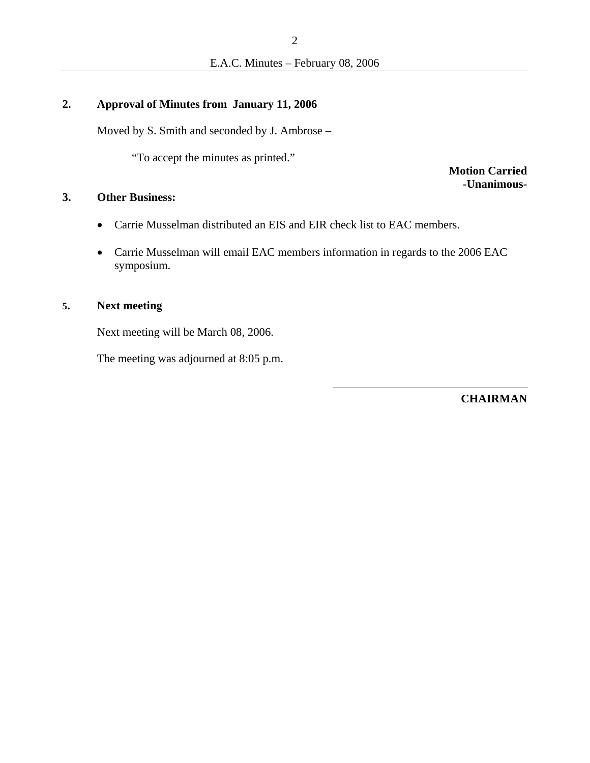## 2. Approval of Minutes from January 11, 2006

Moved by S. Smith and seconded by J. Ambrose –

"To accept the minutes as printed."

**Motion Carried**
**-Unanimous-**

## 3. Other Business:

- Carrie Musselman distributed an EIS and EIR check list to EAC members.
- Carrie Musselman will email EAC members information in regards to the 2006 EAC symposium.

## 5. Next meeting

Next meeting will be March 08, 2006.

The meeting was adjourned at 8:05 p.m.

\_\_\_\_\_\_\_\_\_\_\_\_\_\_\_\_\_\_\_\_\_\_\_\_\_\_\_\_\_\_\_\_

**CHAIRMAN**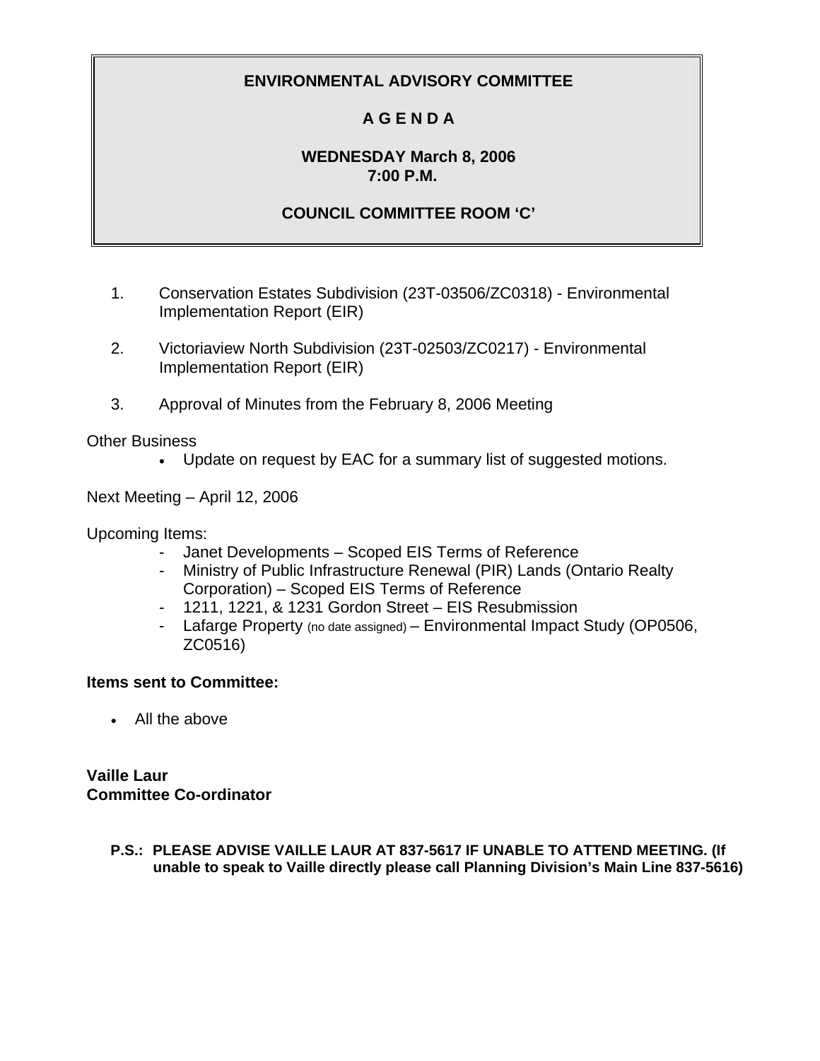# ENVIRONMENTAL ADVISORY COMMITTEE

## A G E N D A

## WEDNESDAY March 8, 2006
## 7:00 P.M.

## COUNCIL COMMITTEE ROOM 'C'

1. Conservation Estates Subdivision (23T-03506/ZC0318) - Environmental Implementation Report (EIR)

2. Victoriaview North Subdivision (23T-02503/ZC0217) - Environmental Implementation Report (EIR)

3. Approval of Minutes from the February 8, 2006 Meeting

Other Business

- Update on request by EAC for a summary list of suggested motions.

Next Meeting – April 12, 2006

Upcoming Items:

- Janet Developments – Scoped EIS Terms of Reference
- Ministry of Public Infrastructure Renewal (PIR) Lands (Ontario Realty Corporation) – Scoped EIS Terms of Reference
- 1211, 1221, & 1231 Gordon Street – EIS Resubmission
- Lafarge Property (no date assigned) – Environmental Impact Study (OP0506, ZC0516)

**Items sent to Committee:**

- All the above

**Vaille Laur**
**Committee Co-ordinator**

**P.S.: PLEASE ADVISE VAILLE LAUR AT 837-5617 IF UNABLE TO ATTEND MEETING. (If unable to speak to Vaille directly please call Planning Division's Main Line 837-5616)**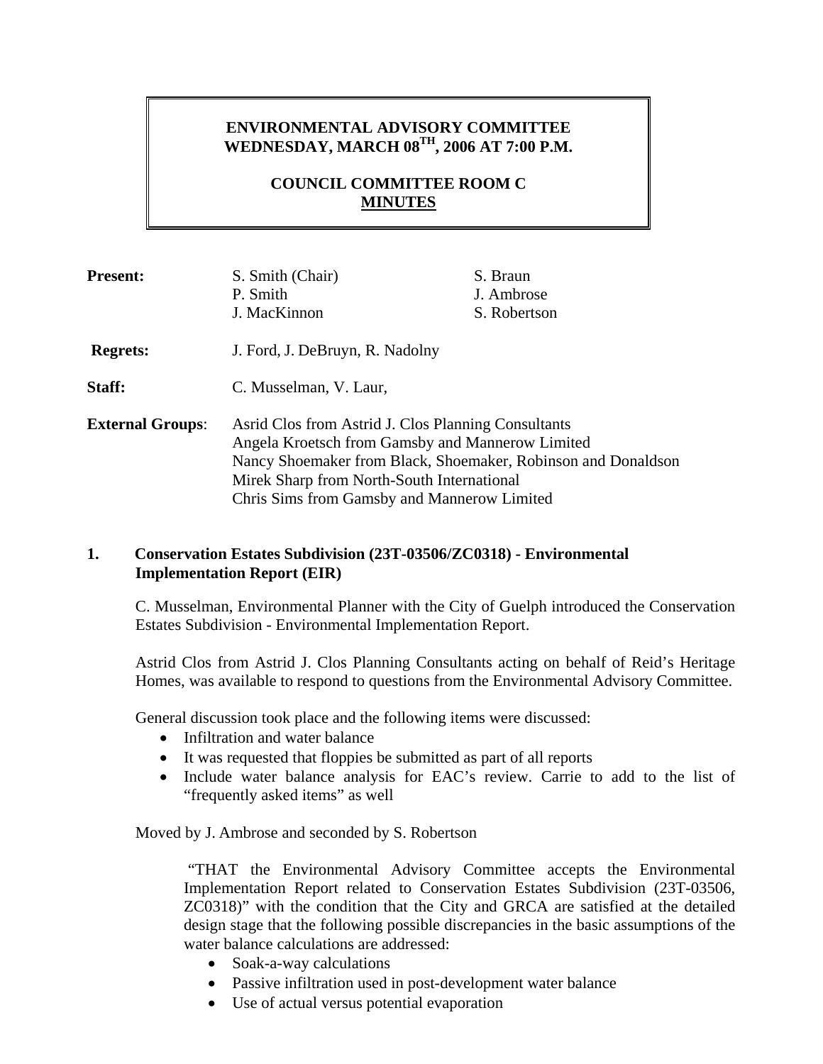# ENVIRONMENTAL ADVISORY COMMITTEE
# WEDNESDAY, MARCH 08TH, 2006 AT 7:00 P.M.

## COUNCIL COMMITTEE ROOM C
## MINUTES

| | | |
|---|---|---|
| **Present:** | S. Smith (Chair) | S. Braun |
| | P. Smith | J. Ambrose |
| | J. MacKinnon | S. Robertson |
| **Regrets:** | J. Ford, J. DeBruyn, R. Nadolny | |
| **Staff:** | C. Musselman, V. Laur, | |
| **External Groups**: | Asrid Clos from Astrid J. Clos Planning Consultants<br>Angela Kroetsch from Gamsby and Mannerow Limited<br>Nancy Shoemaker from Black, Shoemaker, Robinson and Donaldson<br>Mirek Sharp from North-South International<br>Chris Sims from Gamsby and Mannerow Limited | |

**1. Conservation Estates Subdivision (23T-03506/ZC0318) - Environmental Implementation Report (EIR)**

C. Musselman, Environmental Planner with the City of Guelph introduced the Conservation Estates Subdivision - Environmental Implementation Report.

Astrid Clos from Astrid J. Clos Planning Consultants acting on behalf of Reid's Heritage Homes, was available to respond to questions from the Environmental Advisory Committee.

General discussion took place and the following items were discussed:

- Infiltration and water balance
- It was requested that floppies be submitted as part of all reports
- Include water balance analysis for EAC's review. Carrie to add to the list of "frequently asked items" as well

Moved by J. Ambrose and seconded by S. Robertson

> "THAT the Environmental Advisory Committee accepts the Environmental Implementation Report related to Conservation Estates Subdivision (23T-03506, ZC0318)" with the condition that the City and GRCA are satisfied at the detailed design stage that the following possible discrepancies in the basic assumptions of the water balance calculations are addressed:
>
> - Soak-a-way calculations
> - Passive infiltration used in post-development water balance
> - Use of actual versus potential evaporation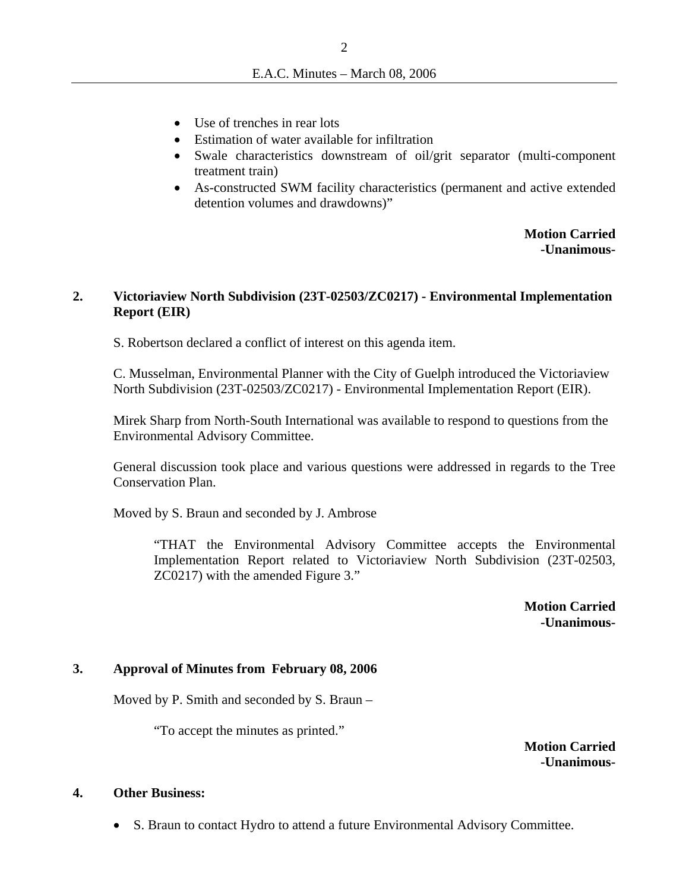- Use of trenches in rear lots
- Estimation of water available for infiltration
- Swale characteristics downstream of oil/grit separator (multi-component treatment train)
- As-constructed SWM facility characteristics (permanent and active extended detention volumes and drawdowns)"

**Motion Carried**
**-Unanimous-**

## 2. Victoriaview North Subdivision (23T-02503/ZC0217) - Environmental Implementation Report (EIR)

S. Robertson declared a conflict of interest on this agenda item.

C. Musselman, Environmental Planner with the City of Guelph introduced the Victoriaview North Subdivision (23T-02503/ZC0217) - Environmental Implementation Report (EIR).

Mirek Sharp from North-South International was available to respond to questions from the Environmental Advisory Committee.

General discussion took place and various questions were addressed in regards to the Tree Conservation Plan.

Moved by S. Braun and seconded by J. Ambrose

"THAT the Environmental Advisory Committee accepts the Environmental Implementation Report related to Victoriaview North Subdivision (23T-02503, ZC0217) with the amended Figure 3."

**Motion Carried**
**-Unanimous-**

## 3. Approval of Minutes from February 08, 2006

Moved by P. Smith and seconded by S. Braun –

"To accept the minutes as printed."

**Motion Carried**
**-Unanimous-**

## 4. Other Business:

- S. Braun to contact Hydro to attend a future Environmental Advisory Committee.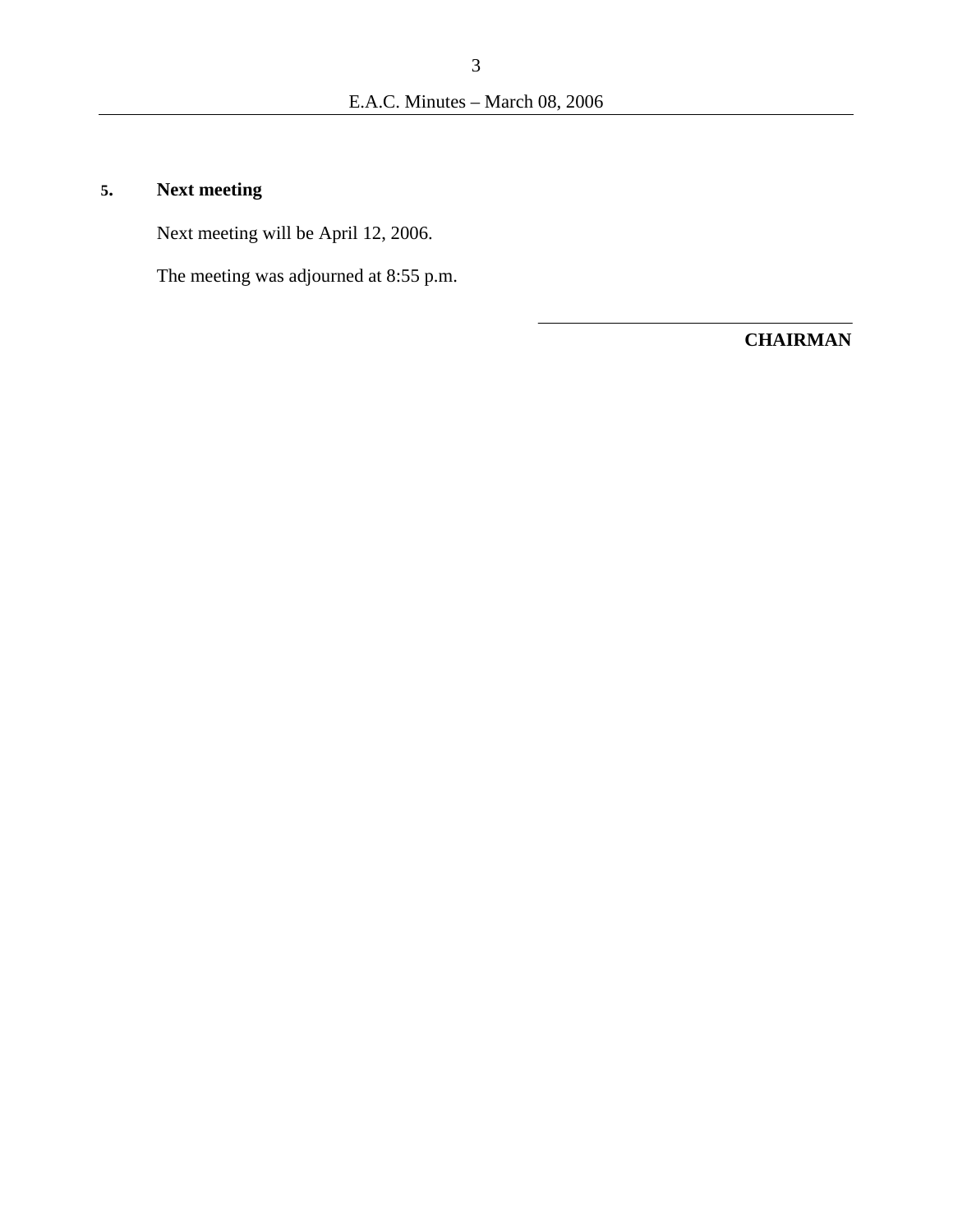## 5. Next meeting

Next meeting will be April 12, 2006.

The meeting was adjourned at 8:55 p.m.

\_\_\_\_\_\_\_\_\_\_\_\_\_\_\_\_\_\_\_\_\_\_\_\_\_\_\_\_\_\_\_\_

**CHAIRMAN**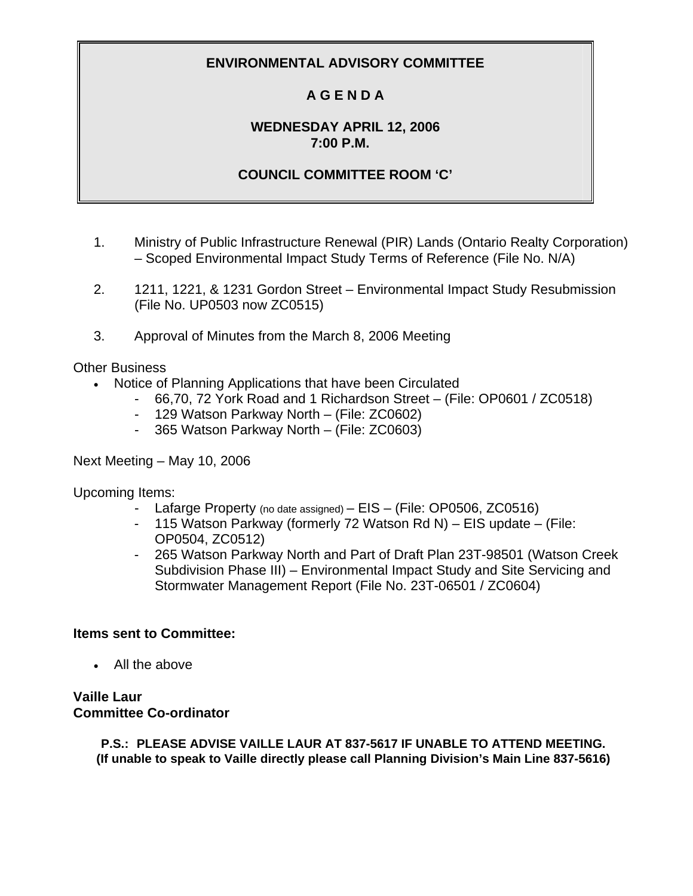**ENVIRONMENTAL ADVISORY COMMITTEE**

**A G E N D A**

**WEDNESDAY APRIL 12, 2006**
**7:00 P.M.**

**COUNCIL COMMITTEE ROOM 'C'**

1. Ministry of Public Infrastructure Renewal (PIR) Lands (Ontario Realty Corporation) – Scoped Environmental Impact Study Terms of Reference (File No. N/A)

2. 1211, 1221, & 1231 Gordon Street – Environmental Impact Study Resubmission (File No. UP0503 now ZC0515)

3. Approval of Minutes from the March 8, 2006 Meeting

Other Business

- Notice of Planning Applications that have been Circulated
  - 66,70, 72 York Road and 1 Richardson Street – (File: OP0601 / ZC0518)
  - 129 Watson Parkway North – (File: ZC0602)
  - 365 Watson Parkway North – (File: ZC0603)

Next Meeting – May 10, 2006

Upcoming Items:

- Lafarge Property (no date assigned) – EIS – (File: OP0506, ZC0516)
- 115 Watson Parkway (formerly 72 Watson Rd N) – EIS update – (File: OP0504, ZC0512)
- 265 Watson Parkway North and Part of Draft Plan 23T-98501 (Watson Creek Subdivision Phase III) – Environmental Impact Study and Site Servicing and Stormwater Management Report (File No. 23T-06501 / ZC0604)

**Items sent to Committee:**

- All the above

**Vaille Laur**
**Committee Co-ordinator**

**P.S.: PLEASE ADVISE VAILLE LAUR AT 837-5617 IF UNABLE TO ATTEND MEETING.**
**(If unable to speak to Vaille directly please call Planning Division's Main Line 837-5616)**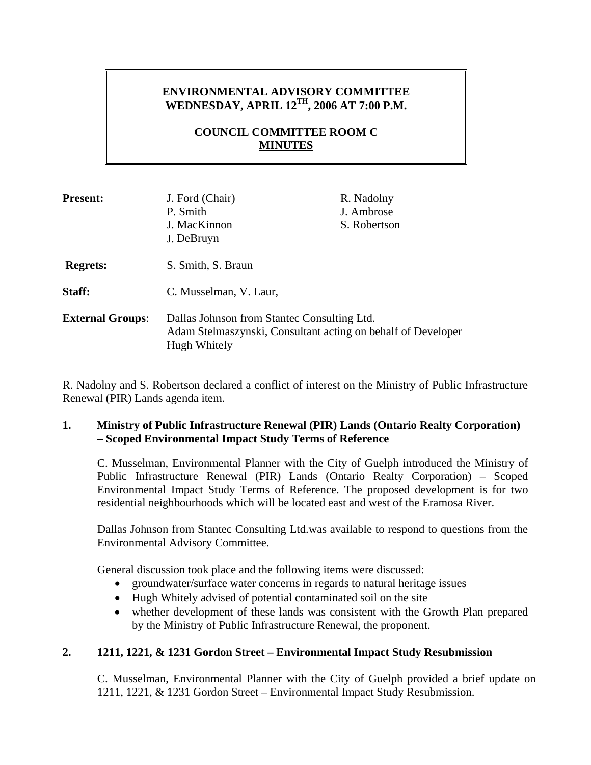# ENVIRONMENTAL ADVISORY COMMITTEE
# WEDNESDAY, APRIL 12TH, 2006 AT 7:00 P.M.

## COUNCIL COMMITTEE ROOM C
## MINUTES

**Present:** J. Ford (Chair), P. Smith, J. MacKinnon, J. DeBruyn, R. Nadolny, J. Ambrose, S. Robertson

**Regrets:** S. Smith, S. Braun

**Staff:** C. Musselman, V. Laur,

**External Groups**: Dallas Johnson from Stantec Consulting Ltd.
Adam Stelmaszynski, Consultant acting on behalf of Developer
Hugh Whitely

R. Nadolny and S. Robertson declared a conflict of interest on the Ministry of Public Infrastructure Renewal (PIR) Lands agenda item.

### 1. Ministry of Public Infrastructure Renewal (PIR) Lands (Ontario Realty Corporation) – Scoped Environmental Impact Study Terms of Reference

C. Musselman, Environmental Planner with the City of Guelph introduced the Ministry of Public Infrastructure Renewal (PIR) Lands (Ontario Realty Corporation) – Scoped Environmental Impact Study Terms of Reference. The proposed development is for two residential neighbourhoods which will be located east and west of the Eramosa River.

Dallas Johnson from Stantec Consulting Ltd.was available to respond to questions from the Environmental Advisory Committee.

General discussion took place and the following items were discussed:

- groundwater/surface water concerns in regards to natural heritage issues
- Hugh Whitely advised of potential contaminated soil on the site
- whether development of these lands was consistent with the Growth Plan prepared by the Ministry of Public Infrastructure Renewal, the proponent.

### 2. 1211, 1221, & 1231 Gordon Street – Environmental Impact Study Resubmission

C. Musselman, Environmental Planner with the City of Guelph provided a brief update on 1211, 1221, & 1231 Gordon Street – Environmental Impact Study Resubmission.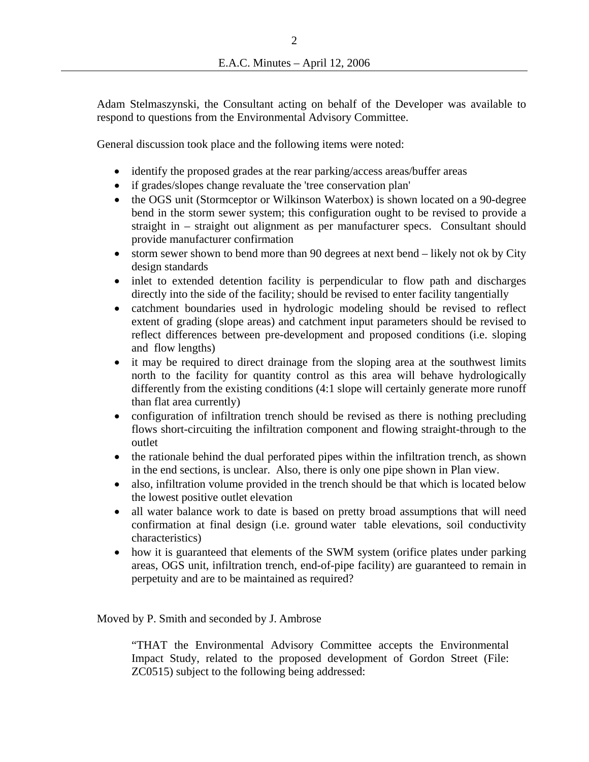Adam Stelmaszynski, the Consultant acting on behalf of the Developer was available to respond to questions from the Environmental Advisory Committee.

General discussion took place and the following items were noted:

- identify the proposed grades at the rear parking/access areas/buffer areas
- if grades/slopes change revaluate the 'tree conservation plan'
- the OGS unit (Stormceptor or Wilkinson Waterbox) is shown located on a 90-degree bend in the storm sewer system; this configuration ought to be revised to provide a straight in – straight out alignment as per manufacturer specs. Consultant should provide manufacturer confirmation
- storm sewer shown to bend more than 90 degrees at next bend – likely not ok by City design standards
- inlet to extended detention facility is perpendicular to flow path and discharges directly into the side of the facility; should be revised to enter facility tangentially
- catchment boundaries used in hydrologic modeling should be revised to reflect extent of grading (slope areas) and catchment input parameters should be revised to reflect differences between pre-development and proposed conditions (i.e. sloping and flow lengths)
- it may be required to direct drainage from the sloping area at the southwest limits north to the facility for quantity control as this area will behave hydrologically differently from the existing conditions (4:1 slope will certainly generate more runoff than flat area currently)
- configuration of infiltration trench should be revised as there is nothing precluding flows short-circuiting the infiltration component and flowing straight-through to the outlet
- the rationale behind the dual perforated pipes within the infiltration trench, as shown in the end sections, is unclear. Also, there is only one pipe shown in Plan view.
- also, infiltration volume provided in the trench should be that which is located below the lowest positive outlet elevation
- all water balance work to date is based on pretty broad assumptions that will need confirmation at final design (i.e. ground water table elevations, soil conductivity characteristics)
- how it is guaranteed that elements of the SWM system (orifice plates under parking areas, OGS unit, infiltration trench, end-of-pipe facility) are guaranteed to remain in perpetuity and are to be maintained as required?

Moved by P. Smith and seconded by J. Ambrose

> "THAT the Environmental Advisory Committee accepts the Environmental Impact Study, related to the proposed development of Gordon Street (File: ZC0515) subject to the following being addressed: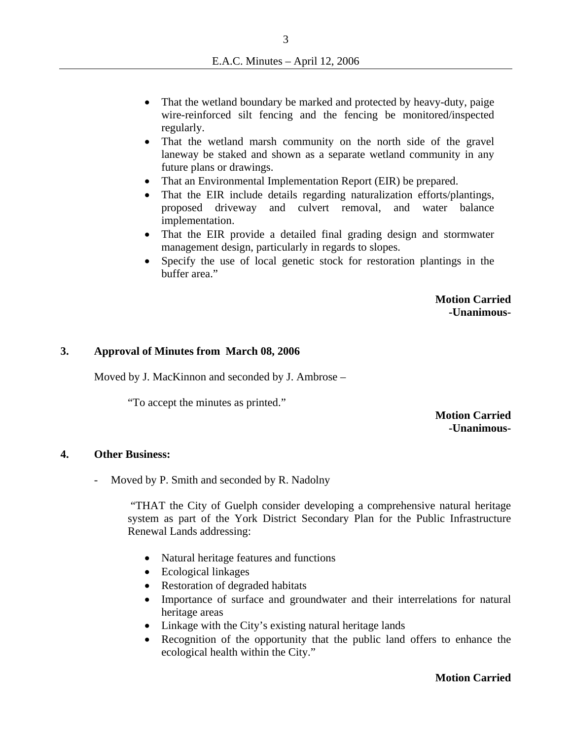- That the wetland boundary be marked and protected by heavy-duty, paige wire-reinforced silt fencing and the fencing be monitored/inspected regularly.
- That the wetland marsh community on the north side of the gravel laneway be staked and shown as a separate wetland community in any future plans or drawings.
- That an Environmental Implementation Report (EIR) be prepared.
- That the EIR include details regarding naturalization efforts/plantings, proposed driveway and culvert removal, and water balance implementation.
- That the EIR provide a detailed final grading design and stormwater management design, particularly in regards to slopes.
- Specify the use of local genetic stock for restoration plantings in the buffer area."

**Motion Carried**
**-Unanimous-**

## 3. Approval of Minutes from March 08, 2006

Moved by J. MacKinnon and seconded by J. Ambrose –

"To accept the minutes as printed."

**Motion Carried**
**-Unanimous-**

## 4. Other Business:

- Moved by P. Smith and seconded by R. Nadolny

"THAT the City of Guelph consider developing a comprehensive natural heritage system as part of the York District Secondary Plan for the Public Infrastructure Renewal Lands addressing:

- Natural heritage features and functions
- Ecological linkages
- Restoration of degraded habitats
- Importance of surface and groundwater and their interrelations for natural heritage areas
- Linkage with the City's existing natural heritage lands
- Recognition of the opportunity that the public land offers to enhance the ecological health within the City."

**Motion Carried**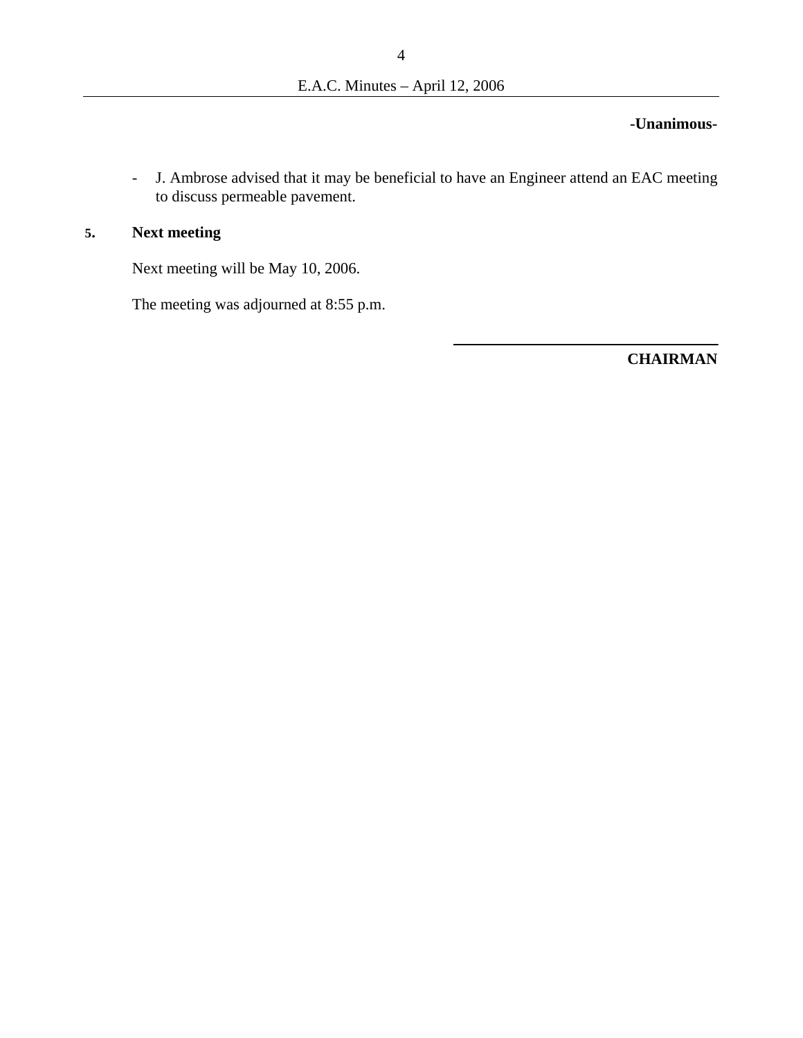**-Unanimous-**

- J. Ambrose advised that it may be beneficial to have an Engineer attend an EAC meeting to discuss permeable pavement.

## 5. Next meeting

Next meeting will be May 10, 2006.

The meeting was adjourned at 8:55 p.m.

______________________________

**CHAIRMAN**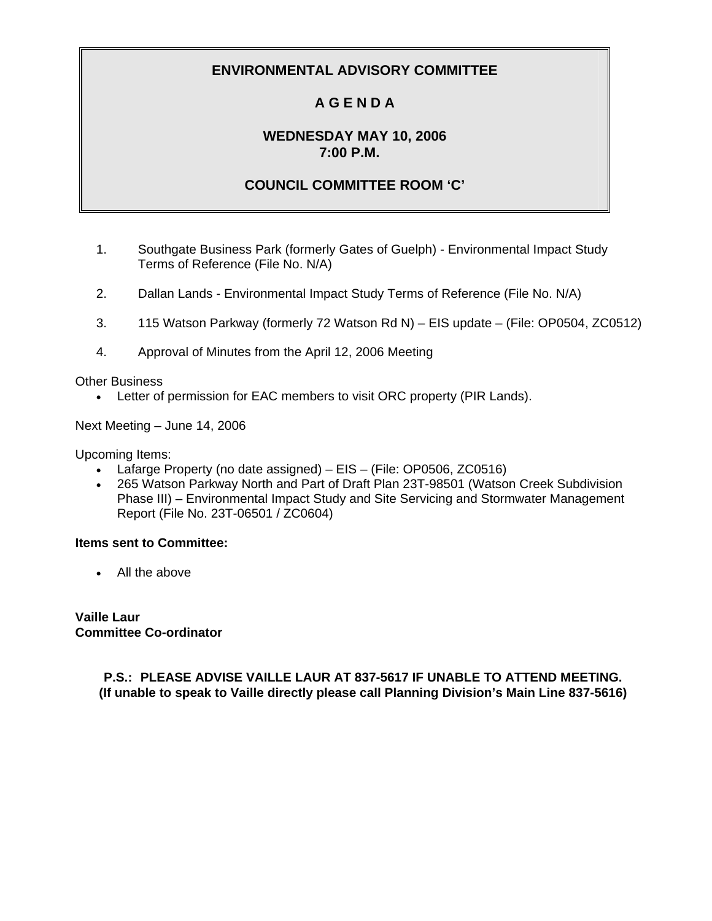# ENVIRONMENTAL ADVISORY COMMITTEE

## A G E N D A

## WEDNESDAY MAY 10, 2006
## 7:00 P.M.

## COUNCIL COMMITTEE ROOM 'C'

1. Southgate Business Park (formerly Gates of Guelph) - Environmental Impact Study Terms of Reference (File No. N/A)
2. Dallan Lands - Environmental Impact Study Terms of Reference (File No. N/A)
3. 115 Watson Parkway (formerly 72 Watson Rd N) – EIS update – (File: OP0504, ZC0512)
4. Approval of Minutes from the April 12, 2006 Meeting

Other Business

- Letter of permission for EAC members to visit ORC property (PIR Lands).

Next Meeting – June 14, 2006

Upcoming Items:

- Lafarge Property (no date assigned) – EIS – (File: OP0506, ZC0516)
- 265 Watson Parkway North and Part of Draft Plan 23T-98501 (Watson Creek Subdivision Phase III) – Environmental Impact Study and Site Servicing and Stormwater Management Report (File No. 23T-06501 / ZC0604)

**Items sent to Committee:**

- All the above

**Vaille Laur**
**Committee Co-ordinator**

**P.S.: PLEASE ADVISE VAILLE LAUR AT 837-5617 IF UNABLE TO ATTEND MEETING.**
**(If unable to speak to Vaille directly please call Planning Division's Main Line 837-5616)**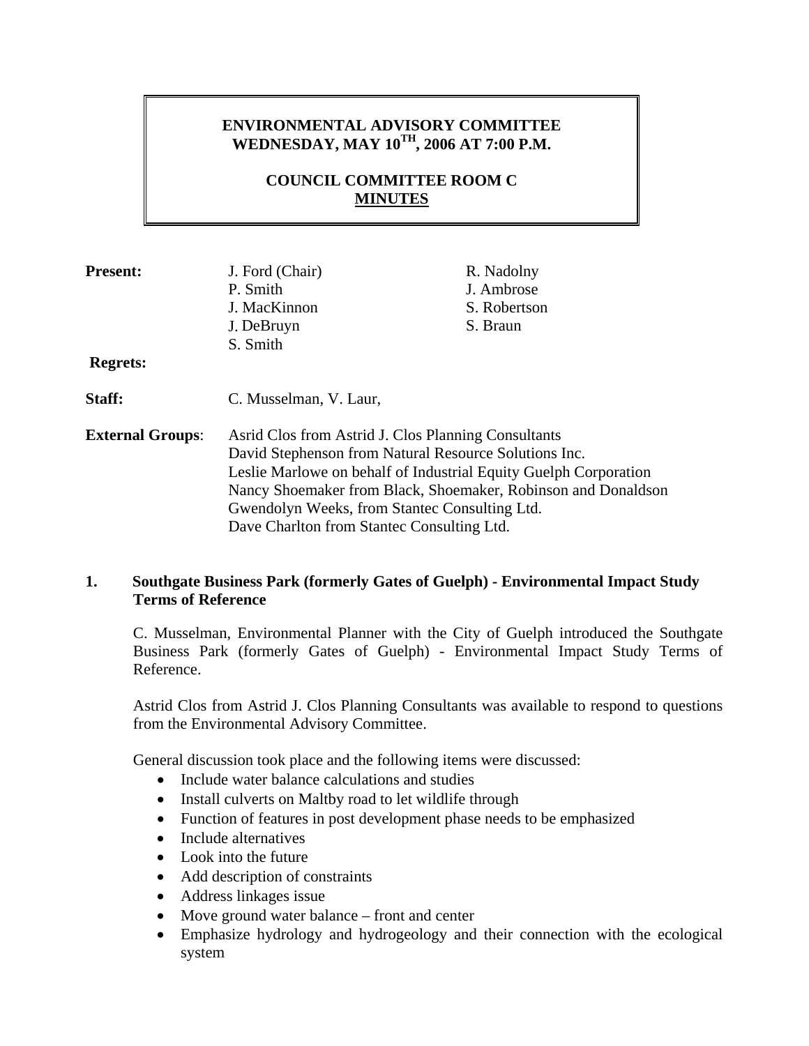**ENVIRONMENTAL ADVISORY COMMITTEE**
**WEDNESDAY, MAY 10TH, 2006 AT 7:00 P.M.**

**COUNCIL COMMITTEE ROOM C**
**MINUTES**

| | | |
|---|---|---|
| **Present:** | J. Ford (Chair) | R. Nadolny |
| | P. Smith | J. Ambrose |
| | J. MacKinnon | S. Robertson |
| | J. DeBruyn | S. Braun |
| | S. Smith | |
| **Regrets:** | | |
| **Staff:** | C. Musselman, V. Laur, | |
| **External Groups:** | Asrid Clos from Astrid J. Clos Planning Consultants | |
| | David Stephenson from Natural Resource Solutions Inc. | |
| | Leslie Marlowe on behalf of Industrial Equity Guelph Corporation | |
| | Nancy Shoemaker from Black, Shoemaker, Robinson and Donaldson | |
| | Gwendolyn Weeks, from Stantec Consulting Ltd. | |
| | Dave Charlton from Stantec Consulting Ltd. | |

## 1. Southgate Business Park (formerly Gates of Guelph) - Environmental Impact Study Terms of Reference

C. Musselman, Environmental Planner with the City of Guelph introduced the Southgate Business Park (formerly Gates of Guelph) - Environmental Impact Study Terms of Reference.

Astrid Clos from Astrid J. Clos Planning Consultants was available to respond to questions from the Environmental Advisory Committee.

General discussion took place and the following items were discussed:

- Include water balance calculations and studies
- Install culverts on Maltby road to let wildlife through
- Function of features in post development phase needs to be emphasized
- Include alternatives
- Look into the future
- Add description of constraints
- Address linkages issue
- Move ground water balance – front and center
- Emphasize hydrology and hydrogeology and their connection with the ecological system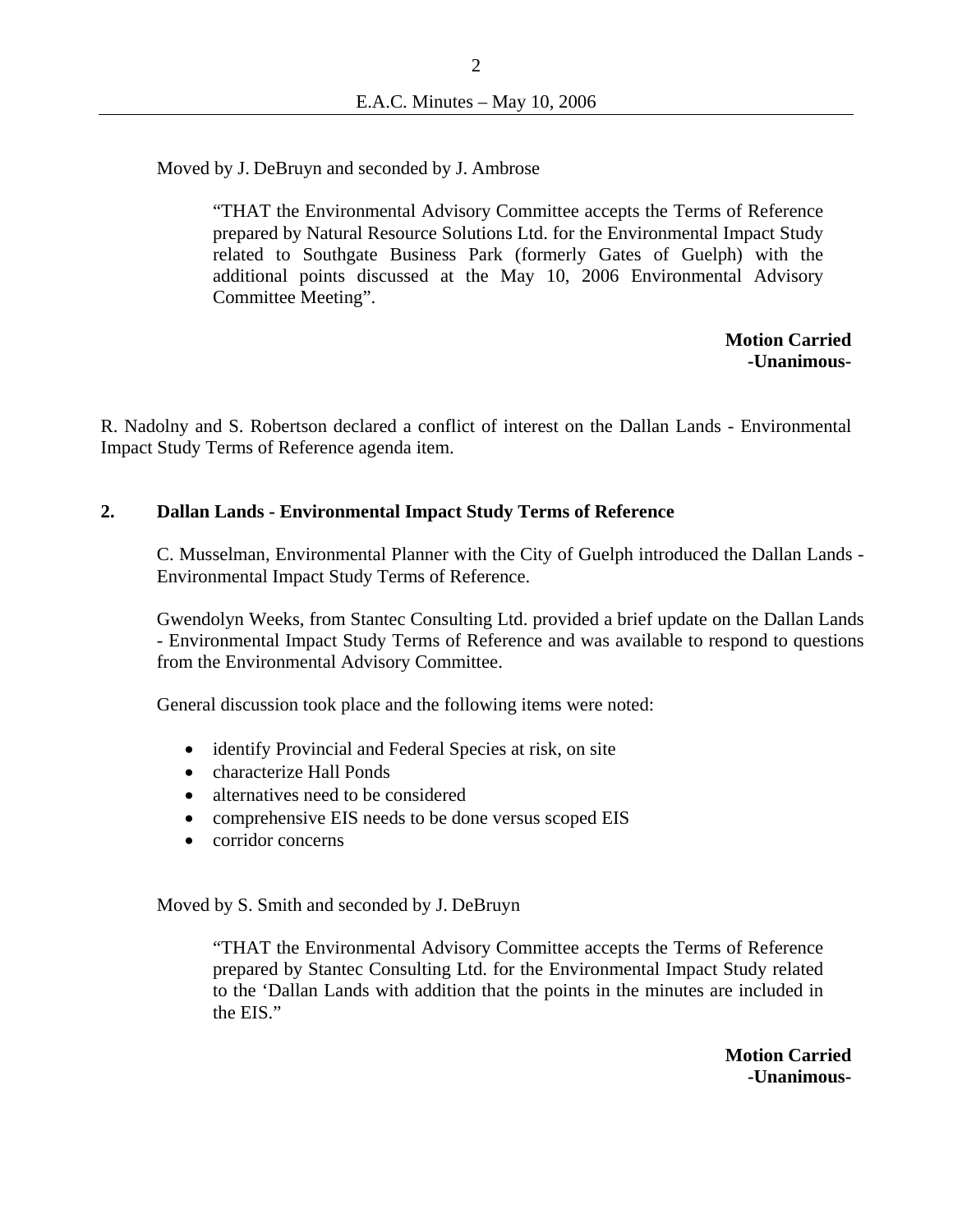Moved by J. DeBruyn and seconded by J. Ambrose

> "THAT the Environmental Advisory Committee accepts the Terms of Reference prepared by Natural Resource Solutions Ltd. for the Environmental Impact Study related to Southgate Business Park (formerly Gates of Guelph) with the additional points discussed at the May 10, 2006 Environmental Advisory Committee Meeting".

**Motion Carried**
**-Unanimous-**

R. Nadolny and S. Robertson declared a conflict of interest on the Dallan Lands - Environmental Impact Study Terms of Reference agenda item.

## 2. Dallan Lands - Environmental Impact Study Terms of Reference

C. Musselman, Environmental Planner with the City of Guelph introduced the Dallan Lands - Environmental Impact Study Terms of Reference.

Gwendolyn Weeks, from Stantec Consulting Ltd. provided a brief update on the Dallan Lands - Environmental Impact Study Terms of Reference and was available to respond to questions from the Environmental Advisory Committee.

General discussion took place and the following items were noted:

- identify Provincial and Federal Species at risk, on site
- characterize Hall Ponds
- alternatives need to be considered
- comprehensive EIS needs to be done versus scoped EIS
- corridor concerns

Moved by S. Smith and seconded by J. DeBruyn

> "THAT the Environmental Advisory Committee accepts the Terms of Reference prepared by Stantec Consulting Ltd. for the Environmental Impact Study related to the 'Dallan Lands with addition that the points in the minutes are included in the EIS."

**Motion Carried**
**-Unanimous-**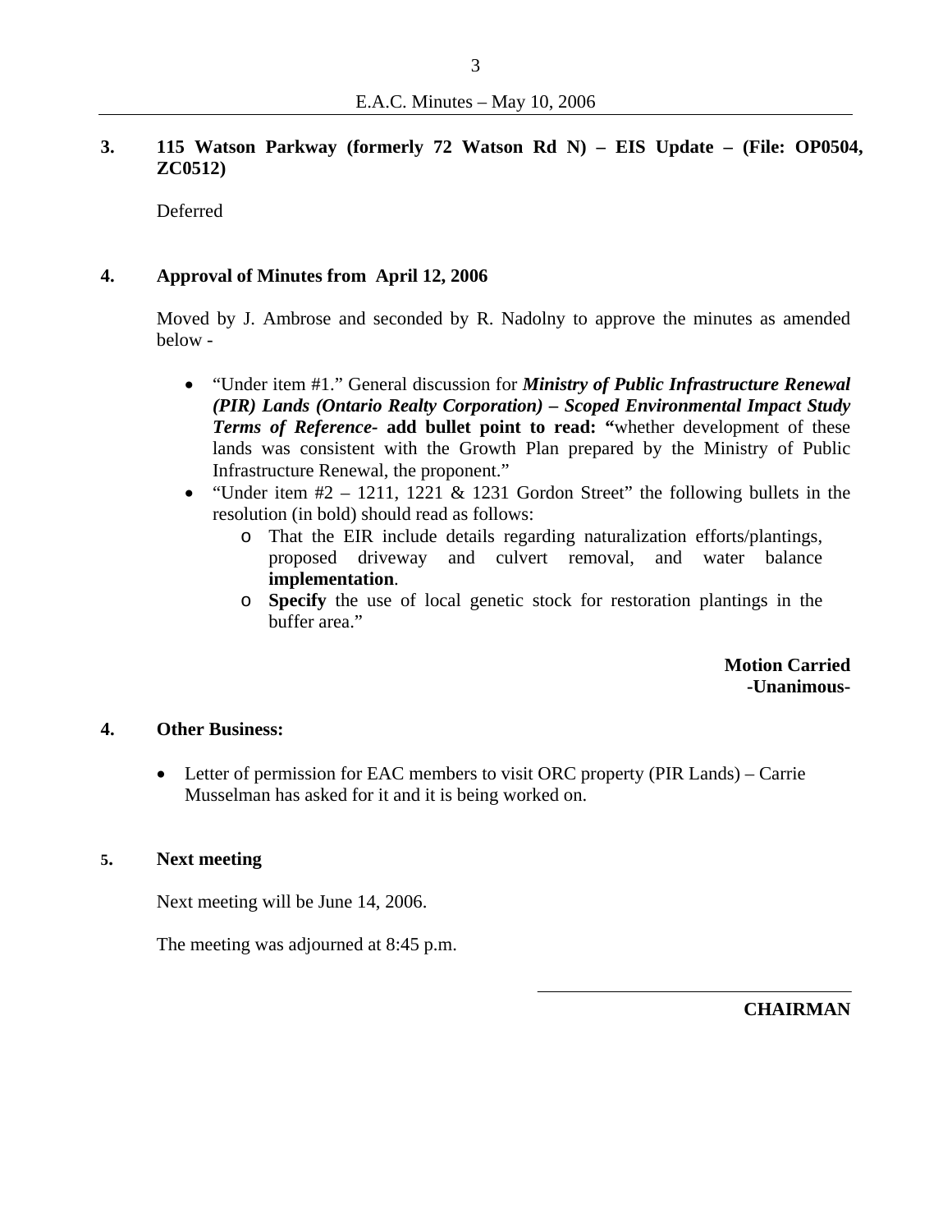**3. 115 Watson Parkway (formerly 72 Watson Rd N) – EIS Update – (File: OP0504, ZC0512)**

Deferred

**4. Approval of Minutes from April 12, 2006**

Moved by J. Ambrose and seconded by R. Nadolny to approve the minutes as amended below -

- "Under item #1." General discussion for ***Ministry of Public Infrastructure Renewal (PIR) Lands (Ontario Realty Corporation) – Scoped Environmental Impact Study Terms of Reference*- add bullet point to read: "**whether development of these lands was consistent with the Growth Plan prepared by the Ministry of Public Infrastructure Renewal, the proponent."
- "Under item #2 – 1211, 1221 & 1231 Gordon Street" the following bullets in the resolution (in bold) should read as follows:
  - That the EIR include details regarding naturalization efforts/plantings, proposed driveway and culvert removal, and water balance **implementation**.
  - **Specify** the use of local genetic stock for restoration plantings in the buffer area."

**Motion Carried**
**-Unanimous-**

**4. Other Business:**

- Letter of permission for EAC members to visit ORC property (PIR Lands) – Carrie Musselman has asked for it and it is being worked on.

**5. Next meeting**

Next meeting will be June 14, 2006.

The meeting was adjourned at 8:45 p.m.

**CHAIRMAN**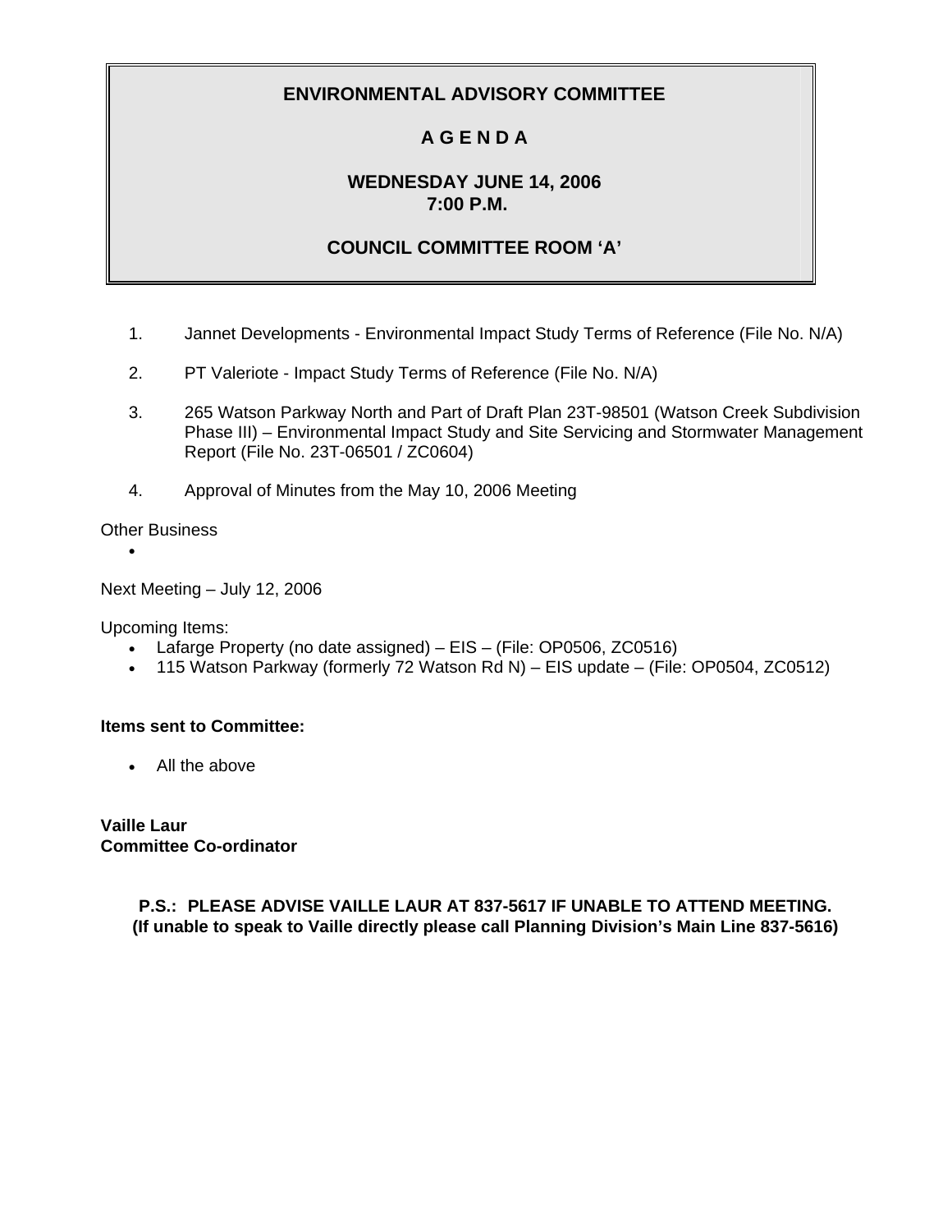# ENVIRONMENTAL ADVISORY COMMITTEE

## A G E N D A

## WEDNESDAY JUNE 14, 2006
## 7:00 P.M.

## COUNCIL COMMITTEE ROOM 'A'

1. Jannet Developments - Environmental Impact Study Terms of Reference (File No. N/A)

2. PT Valeriote - Impact Study Terms of Reference (File No. N/A)

3. 265 Watson Parkway North and Part of Draft Plan 23T-98501 (Watson Creek Subdivision Phase III) – Environmental Impact Study and Site Servicing and Stormwater Management Report (File No. 23T-06501 / ZC0604)

4. Approval of Minutes from the May 10, 2006 Meeting

Other Business

- 

Next Meeting – July 12, 2006

Upcoming Items:

- Lafarge Property (no date assigned) – EIS – (File: OP0506, ZC0516)
- 115 Watson Parkway (formerly 72 Watson Rd N) – EIS update – (File: OP0504, ZC0512)

**Items sent to Committee:**

- All the above

**Vaille Laur**
**Committee Co-ordinator**

**P.S.: PLEASE ADVISE VAILLE LAUR AT 837-5617 IF UNABLE TO ATTEND MEETING.**
**(If unable to speak to Vaille directly please call Planning Division's Main Line 837-5616)**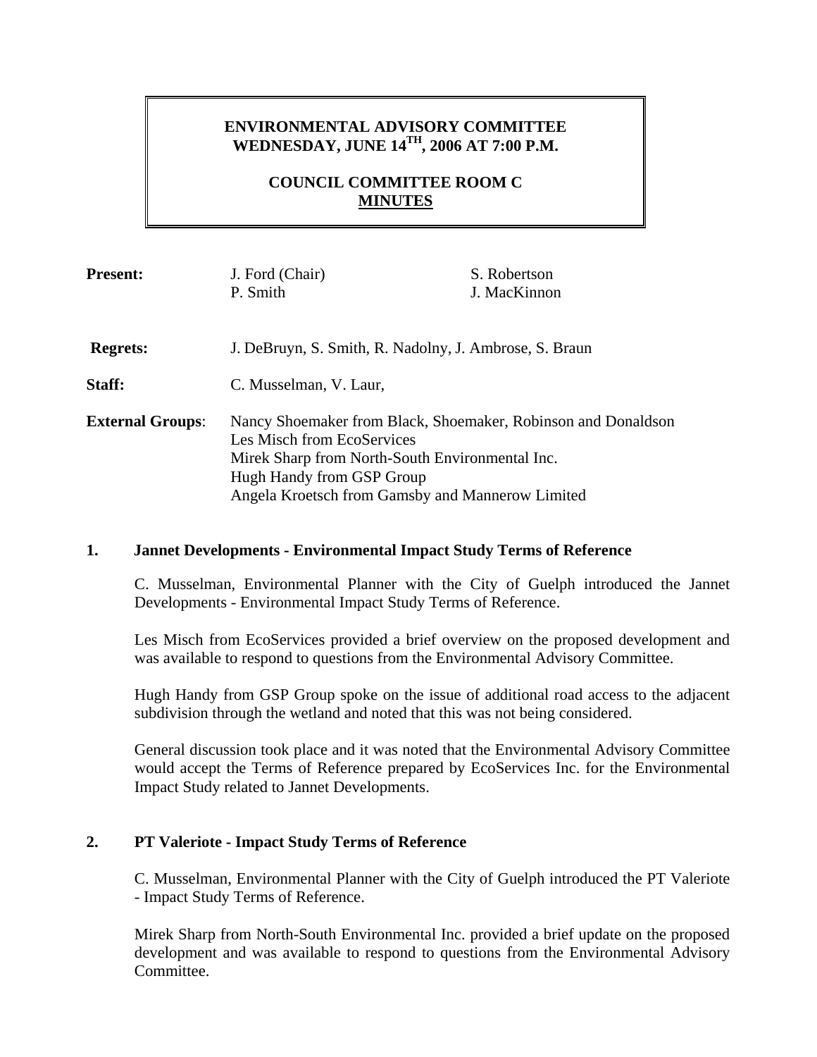# ENVIRONMENTAL ADVISORY COMMITTEE
# WEDNESDAY, JUNE 14TH, 2006 AT 7:00 P.M.

## COUNCIL COMMITTEE ROOM C
## MINUTES

**Present:** J. Ford (Chair), P. Smith, S. Robertson, J. MacKinnon

**Regrets:** J. DeBruyn, S. Smith, R. Nadolny, J. Ambrose, S. Braun

**Staff:** C. Musselman, V. Laur,

**External Groups**: Nancy Shoemaker from Black, Shoemaker, Robinson and Donaldson
Les Misch from EcoServices
Mirek Sharp from North-South Environmental Inc.
Hugh Handy from GSP Group
Angela Kroetsch from Gamsby and Mannerow Limited

### 1. Jannet Developments - Environmental Impact Study Terms of Reference

C. Musselman, Environmental Planner with the City of Guelph introduced the Jannet Developments - Environmental Impact Study Terms of Reference.

Les Misch from EcoServices provided a brief overview on the proposed development and was available to respond to questions from the Environmental Advisory Committee.

Hugh Handy from GSP Group spoke on the issue of additional road access to the adjacent subdivision through the wetland and noted that this was not being considered.

General discussion took place and it was noted that the Environmental Advisory Committee would accept the Terms of Reference prepared by EcoServices Inc. for the Environmental Impact Study related to Jannet Developments.

### 2. PT Valeriote - Impact Study Terms of Reference

C. Musselman, Environmental Planner with the City of Guelph introduced the PT Valeriote - Impact Study Terms of Reference.

Mirek Sharp from North-South Environmental Inc. provided a brief update on the proposed development and was available to respond to questions from the Environmental Advisory Committee.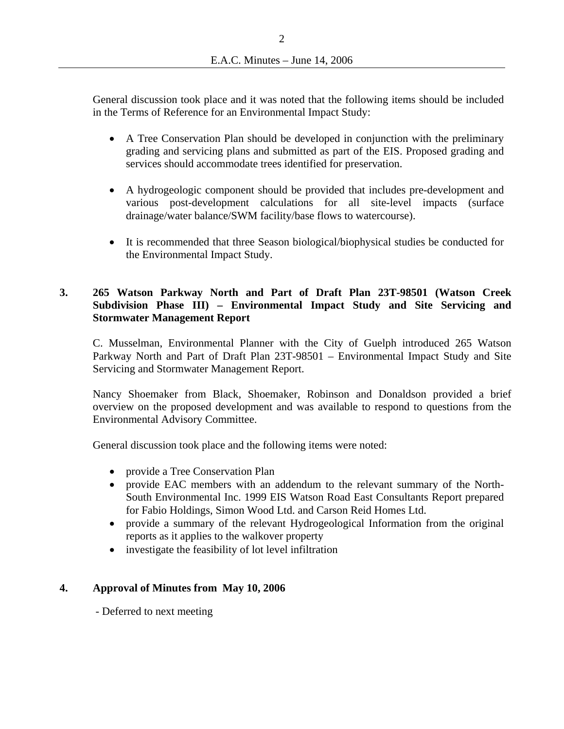General discussion took place and it was noted that the following items should be included in the Terms of Reference for an Environmental Impact Study:

- A Tree Conservation Plan should be developed in conjunction with the preliminary grading and servicing plans and submitted as part of the EIS. Proposed grading and services should accommodate trees identified for preservation.

- A hydrogeologic component should be provided that includes pre-development and various post-development calculations for all site-level impacts (surface drainage/water balance/SWM facility/base flows to watercourse).

- It is recommended that three Season biological/biophysical studies be conducted for the Environmental Impact Study.

## 3. 265 Watson Parkway North and Part of Draft Plan 23T-98501 (Watson Creek Subdivision Phase III) – Environmental Impact Study and Site Servicing and Stormwater Management Report

C. Musselman, Environmental Planner with the City of Guelph introduced 265 Watson Parkway North and Part of Draft Plan 23T-98501 – Environmental Impact Study and Site Servicing and Stormwater Management Report.

Nancy Shoemaker from Black, Shoemaker, Robinson and Donaldson provided a brief overview on the proposed development and was available to respond to questions from the Environmental Advisory Committee.

General discussion took place and the following items were noted:

- provide a Tree Conservation Plan
- provide EAC members with an addendum to the relevant summary of the North-South Environmental Inc. 1999 EIS Watson Road East Consultants Report prepared for Fabio Holdings, Simon Wood Ltd. and Carson Reid Homes Ltd.
- provide a summary of the relevant Hydrogeological Information from the original reports as it applies to the walkover property
- investigate the feasibility of lot level infiltration

## 4. Approval of Minutes from May 10, 2006

- Deferred to next meeting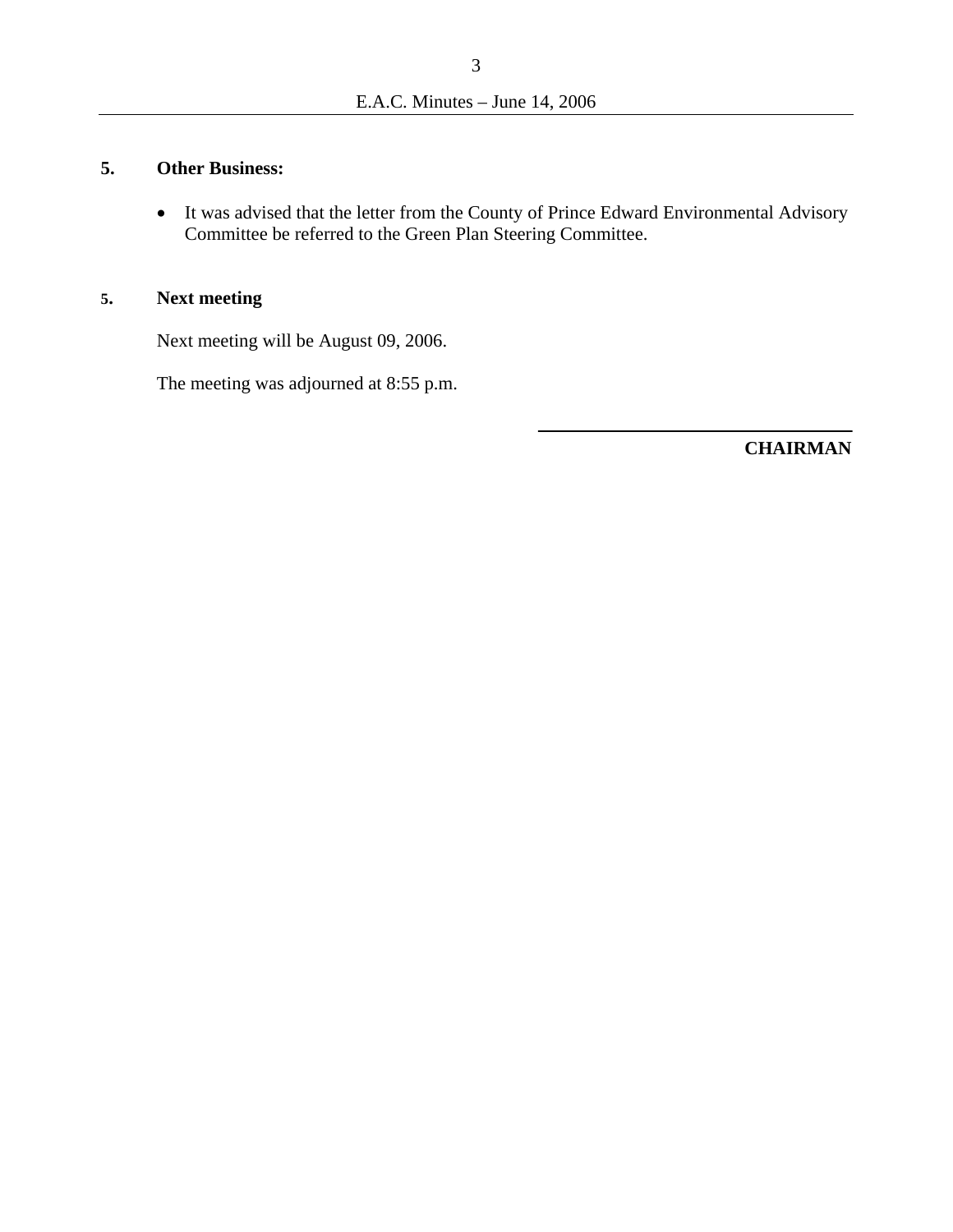## 5. Other Business:

- It was advised that the letter from the County of Prince Edward Environmental Advisory Committee be referred to the Green Plan Steering Committee.

## 5. Next meeting

Next meeting will be August 09, 2006.

The meeting was adjourned at 8:55 p.m.

______________________________

**CHAIRMAN**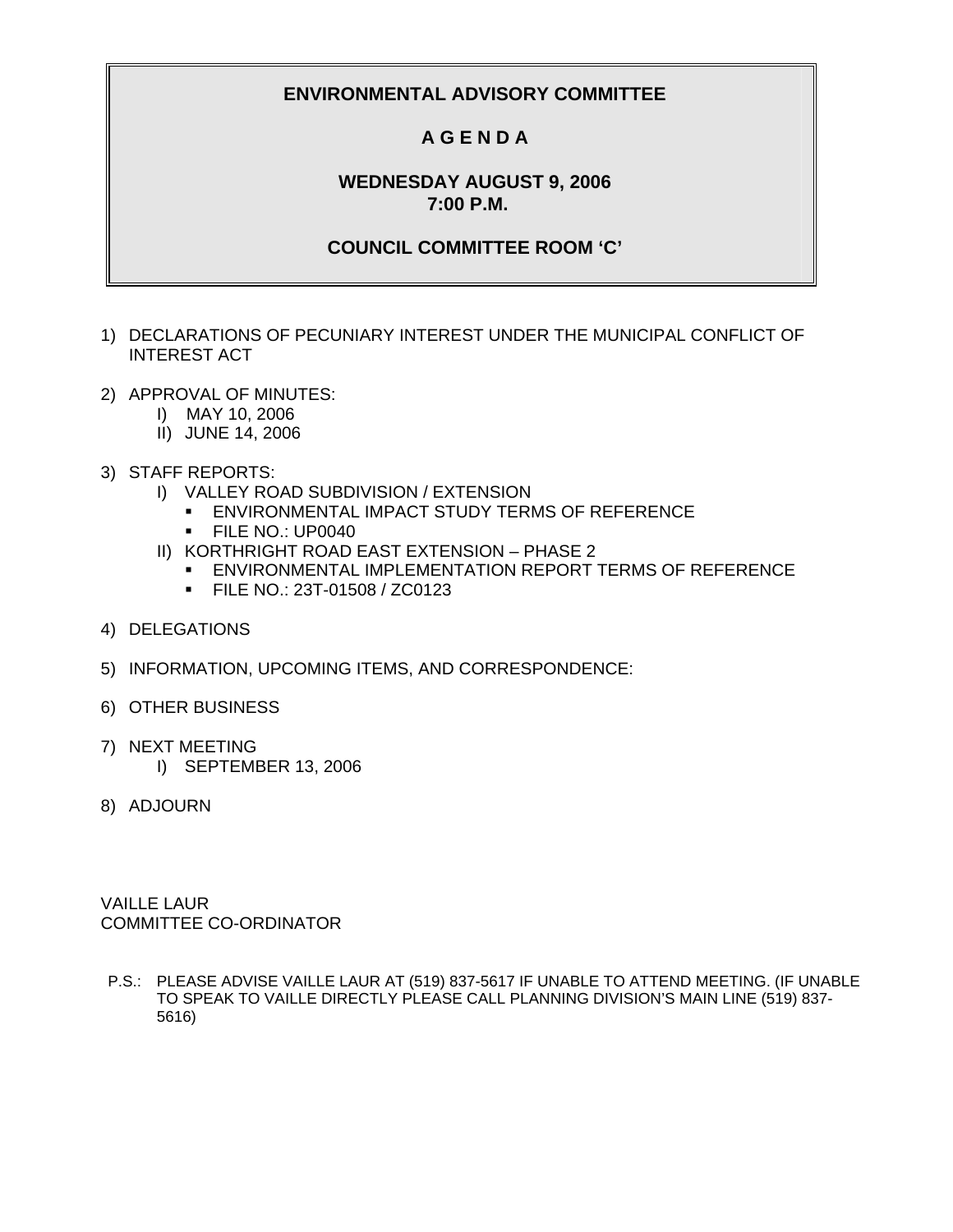# ENVIRONMENTAL ADVISORY COMMITTEE

## A G E N D A

**WEDNESDAY AUGUST 9, 2006**
**7:00 P.M.**

**COUNCIL COMMITTEE ROOM 'C'**

1) DECLARATIONS OF PECUNIARY INTEREST UNDER THE MUNICIPAL CONFLICT OF INTEREST ACT

2) APPROVAL OF MINUTES:
   - I) MAY 10, 2006
   - II) JUNE 14, 2006

3) STAFF REPORTS:
   - I) VALLEY ROAD SUBDIVISION / EXTENSION
     - ENVIRONMENTAL IMPACT STUDY TERMS OF REFERENCE
     - FILE NO.: UP0040
   - II) KORTHRIGHT ROAD EAST EXTENSION – PHASE 2
     - ENVIRONMENTAL IMPLEMENTATION REPORT TERMS OF REFERENCE
     - FILE NO.: 23T-01508 / ZC0123

4) DELEGATIONS

5) INFORMATION, UPCOMING ITEMS, AND CORRESPONDENCE:

6) OTHER BUSINESS

7) NEXT MEETING
   - I) SEPTEMBER 13, 2006

8) ADJOURN

VAILLE LAUR
COMMITTEE CO-ORDINATOR

P.S.: PLEASE ADVISE VAILLE LAUR AT (519) 837-5617 IF UNABLE TO ATTEND MEETING. (IF UNABLE TO SPEAK TO VAILLE DIRECTLY PLEASE CALL PLANNING DIVISION'S MAIN LINE (519) 837-5616)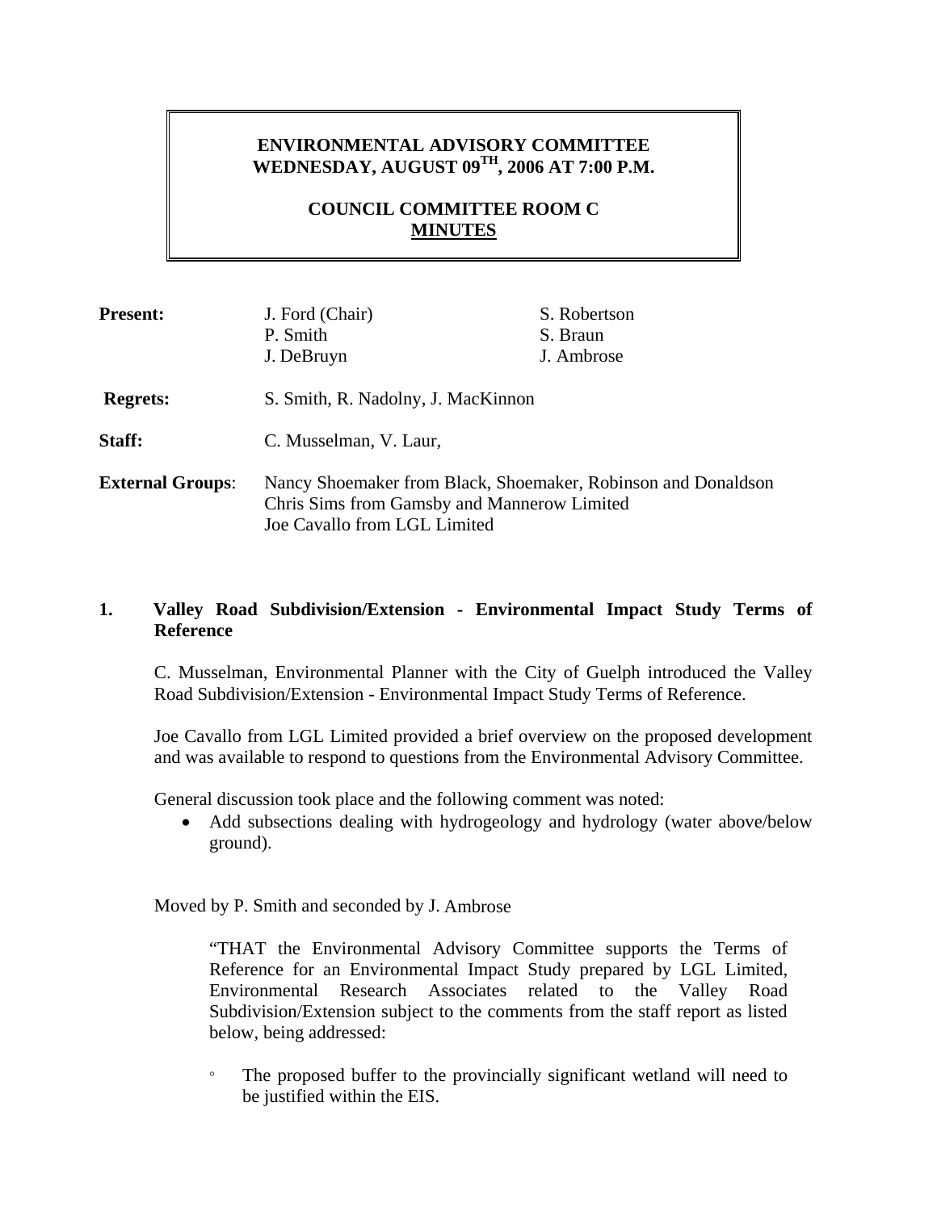**ENVIRONMENTAL ADVISORY COMMITTEE**
**WEDNESDAY, AUGUST 09TH, 2006 AT 7:00 P.M.**

**COUNCIL COMMITTEE ROOM C**
**MINUTES**

| | | |
|---|---|---|
| **Present:** | J. Ford (Chair) | S. Robertson |
| | P. Smith | S. Braun |
| | J. DeBruyn | J. Ambrose |
| **Regrets:** | S. Smith, R. Nadolny, J. MacKinnon | |
| **Staff:** | C. Musselman, V. Laur, | |
| **External Groups**: | Nancy Shoemaker from Black, Shoemaker, Robinson and Donaldson<br>Chris Sims from Gamsby and Mannerow Limited<br>Joe Cavallo from LGL Limited | |

## 1. Valley Road Subdivision/Extension - Environmental Impact Study Terms of Reference

C. Musselman, Environmental Planner with the City of Guelph introduced the Valley Road Subdivision/Extension - Environmental Impact Study Terms of Reference.

Joe Cavallo from LGL Limited provided a brief overview on the proposed development and was available to respond to questions from the Environmental Advisory Committee.

General discussion took place and the following comment was noted:

- Add subsections dealing with hydrogeology and hydrology (water above/below ground).

Moved by P. Smith and seconded by J. Ambrose

"THAT the Environmental Advisory Committee supports the Terms of Reference for an Environmental Impact Study prepared by LGL Limited, Environmental Research Associates related to the Valley Road Subdivision/Extension subject to the comments from the staff report as listed below, being addressed:

- The proposed buffer to the provincially significant wetland will need to be justified within the EIS.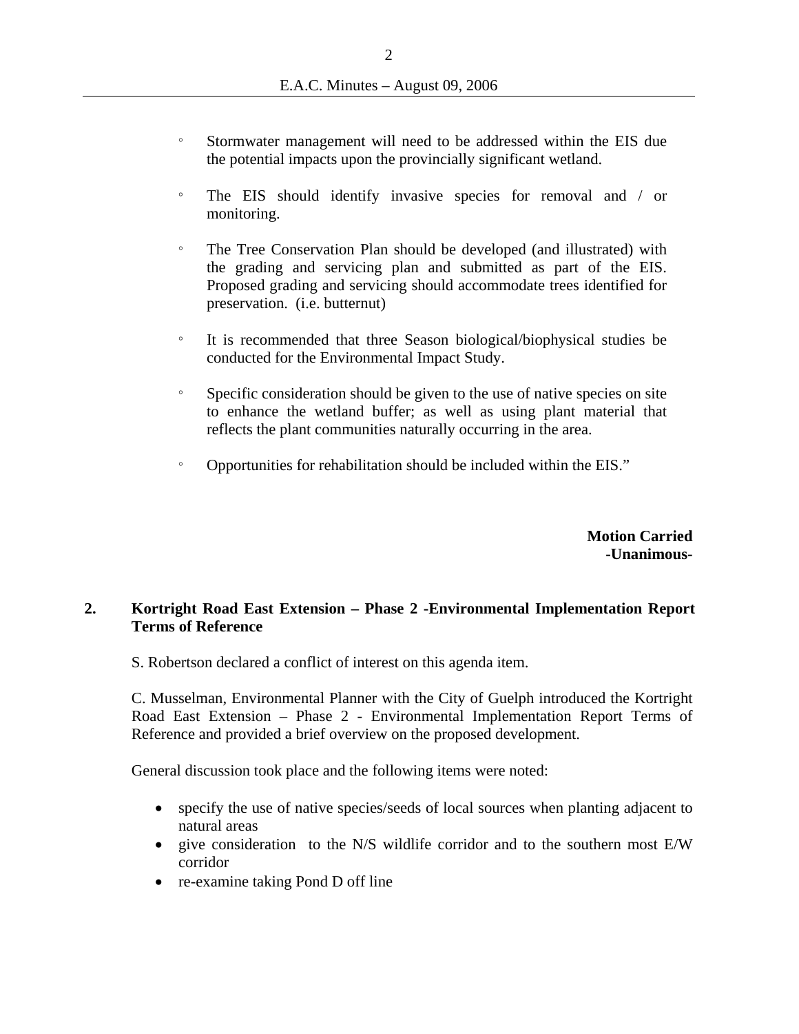- Stormwater management will need to be addressed within the EIS due the potential impacts upon the provincially significant wetland.

- The EIS should identify invasive species for removal and / or monitoring.

- The Tree Conservation Plan should be developed (and illustrated) with the grading and servicing plan and submitted as part of the EIS. Proposed grading and servicing should accommodate trees identified for preservation. (i.e. butternut)

- It is recommended that three Season biological/biophysical studies be conducted for the Environmental Impact Study.

- Specific consideration should be given to the use of native species on site to enhance the wetland buffer; as well as using plant material that reflects the plant communities naturally occurring in the area.

- Opportunities for rehabilitation should be included within the EIS."

**Motion Carried**
**-Unanimous-**

**2. Kortright Road East Extension – Phase 2 -Environmental Implementation Report Terms of Reference**

S. Robertson declared a conflict of interest on this agenda item.

C. Musselman, Environmental Planner with the City of Guelph introduced the Kortright Road East Extension – Phase 2 - Environmental Implementation Report Terms of Reference and provided a brief overview on the proposed development.

General discussion took place and the following items were noted:

- specify the use of native species/seeds of local sources when planting adjacent to natural areas
- give consideration to the N/S wildlife corridor and to the southern most E/W corridor
- re-examine taking Pond D off line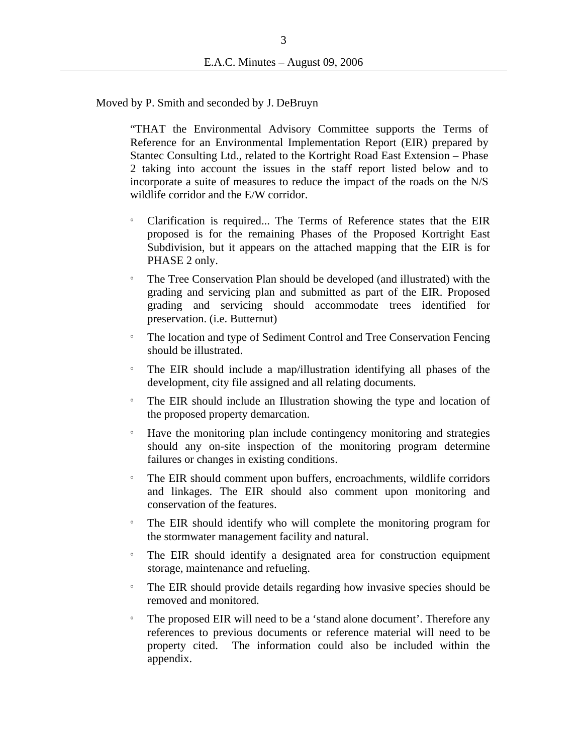Moved by P. Smith and seconded by J. DeBruyn

> "THAT the Environmental Advisory Committee supports the Terms of Reference for an Environmental Implementation Report (EIR) prepared by Stantec Consulting Ltd., related to the Kortright Road East Extension – Phase 2 taking into account the issues in the staff report listed below and to incorporate a suite of measures to reduce the impact of the roads on the N/S wildlife corridor and the E/W corridor.
>
> - Clarification is required... The Terms of Reference states that the EIR proposed is for the remaining Phases of the Proposed Kortright East Subdivision, but it appears on the attached mapping that the EIR is for PHASE 2 only.
> - The Tree Conservation Plan should be developed (and illustrated) with the grading and servicing plan and submitted as part of the EIR. Proposed grading and servicing should accommodate trees identified for preservation. (i.e. Butternut)
> - The location and type of Sediment Control and Tree Conservation Fencing should be illustrated.
> - The EIR should include a map/illustration identifying all phases of the development, city file assigned and all relating documents.
> - The EIR should include an Illustration showing the type and location of the proposed property demarcation.
> - Have the monitoring plan include contingency monitoring and strategies should any on-site inspection of the monitoring program determine failures or changes in existing conditions.
> - The EIR should comment upon buffers, encroachments, wildlife corridors and linkages. The EIR should also comment upon monitoring and conservation of the features.
> - The EIR should identify who will complete the monitoring program for the stormwater management facility and natural.
> - The EIR should identify a designated area for construction equipment storage, maintenance and refueling.
> - The EIR should provide details regarding how invasive species should be removed and monitored.
> - The proposed EIR will need to be a 'stand alone document'. Therefore any references to previous documents or reference material will need to be property cited. The information could also be included within the appendix.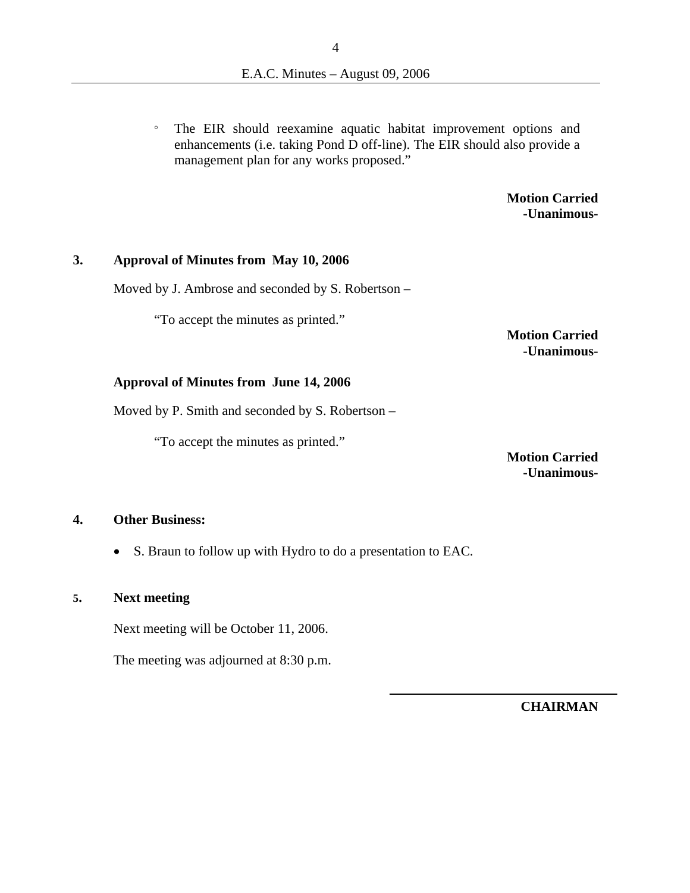◦ The EIR should reexamine aquatic habitat improvement options and enhancements (i.e. taking Pond D off-line). The EIR should also provide a management plan for any works proposed."

**Motion Carried**
**-Unanimous-**

## 3. Approval of Minutes from May 10, 2006

Moved by J. Ambrose and seconded by S. Robertson –

"To accept the minutes as printed."

**Motion Carried**
**-Unanimous-**

### Approval of Minutes from June 14, 2006

Moved by P. Smith and seconded by S. Robertson –

"To accept the minutes as printed."

**Motion Carried**
**-Unanimous-**

## 4. Other Business:

- S. Braun to follow up with Hydro to do a presentation to EAC.

## 5. Next meeting

Next meeting will be October 11, 2006.

The meeting was adjourned at 8:30 p.m.

______________________________

**CHAIRMAN**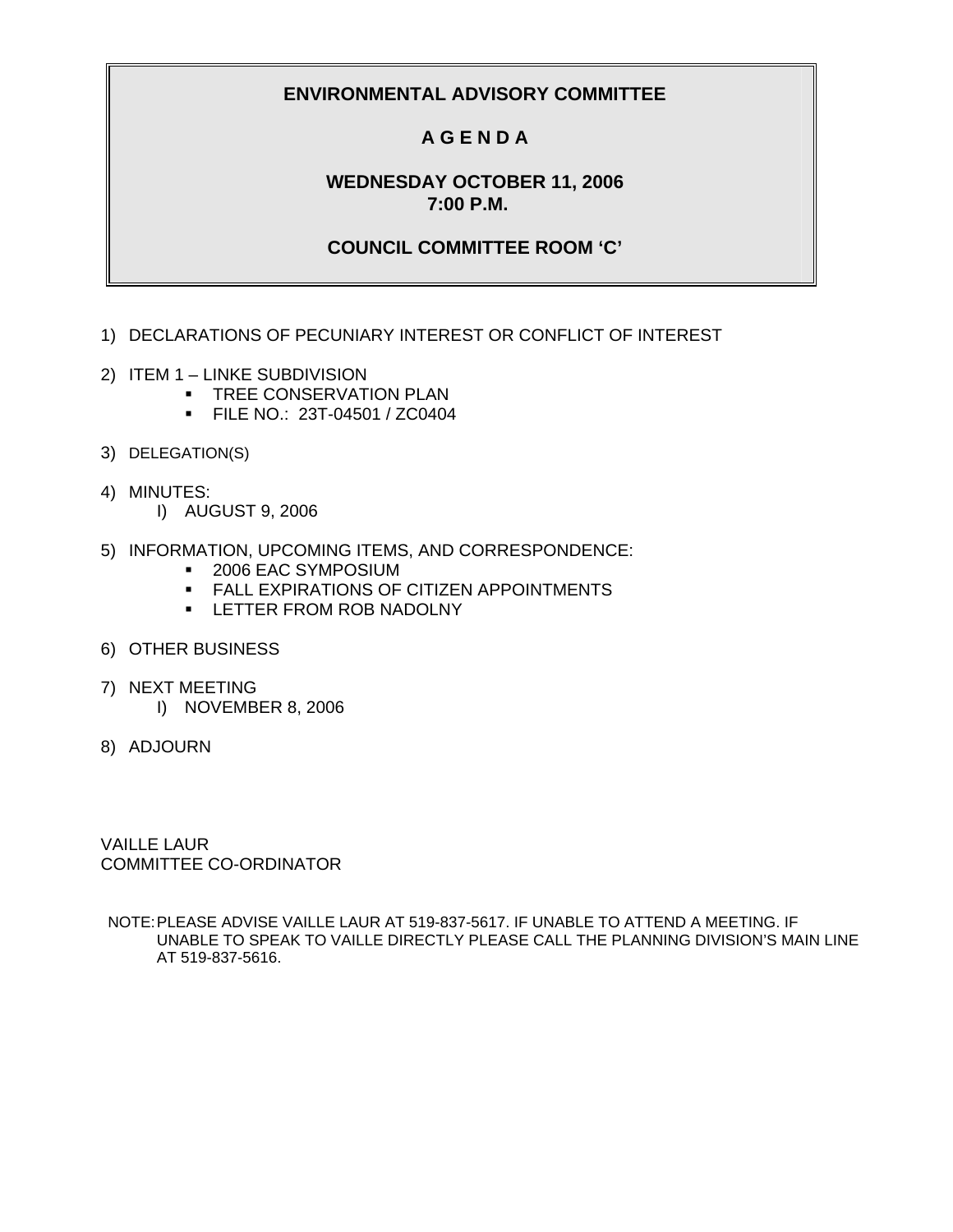# ENVIRONMENTAL ADVISORY COMMITTEE

## A G E N D A

## WEDNESDAY OCTOBER 11, 2006
## 7:00 P.M.

## COUNCIL COMMITTEE ROOM 'C'

1) DECLARATIONS OF PECUNIARY INTEREST OR CONFLICT OF INTEREST

2) ITEM 1 – LINKE SUBDIVISION
   - TREE CONSERVATION PLAN
   - FILE NO.: 23T-04501 / ZC0404

3) DELEGATION(S)

4) MINUTES:
   I) AUGUST 9, 2006

5) INFORMATION, UPCOMING ITEMS, AND CORRESPONDENCE:
   - 2006 EAC SYMPOSIUM
   - FALL EXPIRATIONS OF CITIZEN APPOINTMENTS
   - LETTER FROM ROB NADOLNY

6) OTHER BUSINESS

7) NEXT MEETING
   I) NOVEMBER 8, 2006

8) ADJOURN

VAILLE LAUR
COMMITTEE CO-ORDINATOR

NOTE: PLEASE ADVISE VAILLE LAUR AT 519-837-5617. IF UNABLE TO ATTEND A MEETING. IF UNABLE TO SPEAK TO VAILLE DIRECTLY PLEASE CALL THE PLANNING DIVISION'S MAIN LINE AT 519-837-5616.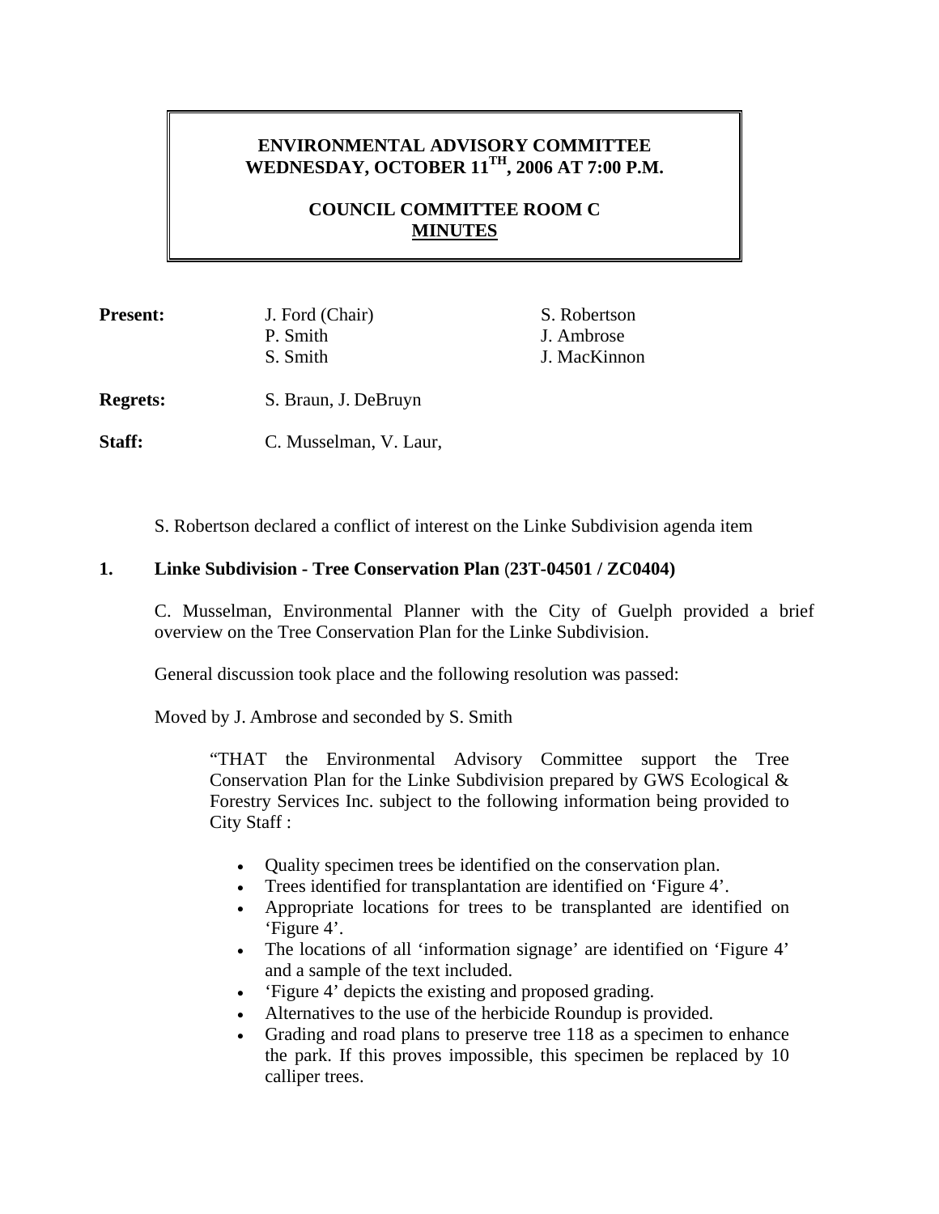**ENVIRONMENTAL ADVISORY COMMITTEE**
**WEDNESDAY, OCTOBER 11TH, 2006 AT 7:00 P.M.**

**COUNCIL COMMITTEE ROOM C**
**MINUTES**

| | | |
|---|---|---|
| **Present:** | J. Ford (Chair) | S. Robertson |
| | P. Smith | J. Ambrose |
| | S. Smith | J. MacKinnon |
| **Regrets:** | S. Braun, J. DeBruyn | |
| **Staff:** | C. Musselman, V. Laur, | |

S. Robertson declared a conflict of interest on the Linke Subdivision agenda item

**1. Linke Subdivision - Tree Conservation Plan** (**23T-04501 / ZC0404)**

C. Musselman, Environmental Planner with the City of Guelph provided a brief overview on the Tree Conservation Plan for the Linke Subdivision.

General discussion took place and the following resolution was passed:

Moved by J. Ambrose and seconded by S. Smith

> "THAT the Environmental Advisory Committee support the Tree Conservation Plan for the Linke Subdivision prepared by GWS Ecological & Forestry Services Inc. subject to the following information being provided to City Staff :
>
> - Quality specimen trees be identified on the conservation plan.
> - Trees identified for transplantation are identified on 'Figure 4'.
> - Appropriate locations for trees to be transplanted are identified on 'Figure 4'.
> - The locations of all 'information signage' are identified on 'Figure 4' and a sample of the text included.
> - 'Figure 4' depicts the existing and proposed grading.
> - Alternatives to the use of the herbicide Roundup is provided.
> - Grading and road plans to preserve tree 118 as a specimen to enhance the park. If this proves impossible, this specimen be replaced by 10 calliper trees.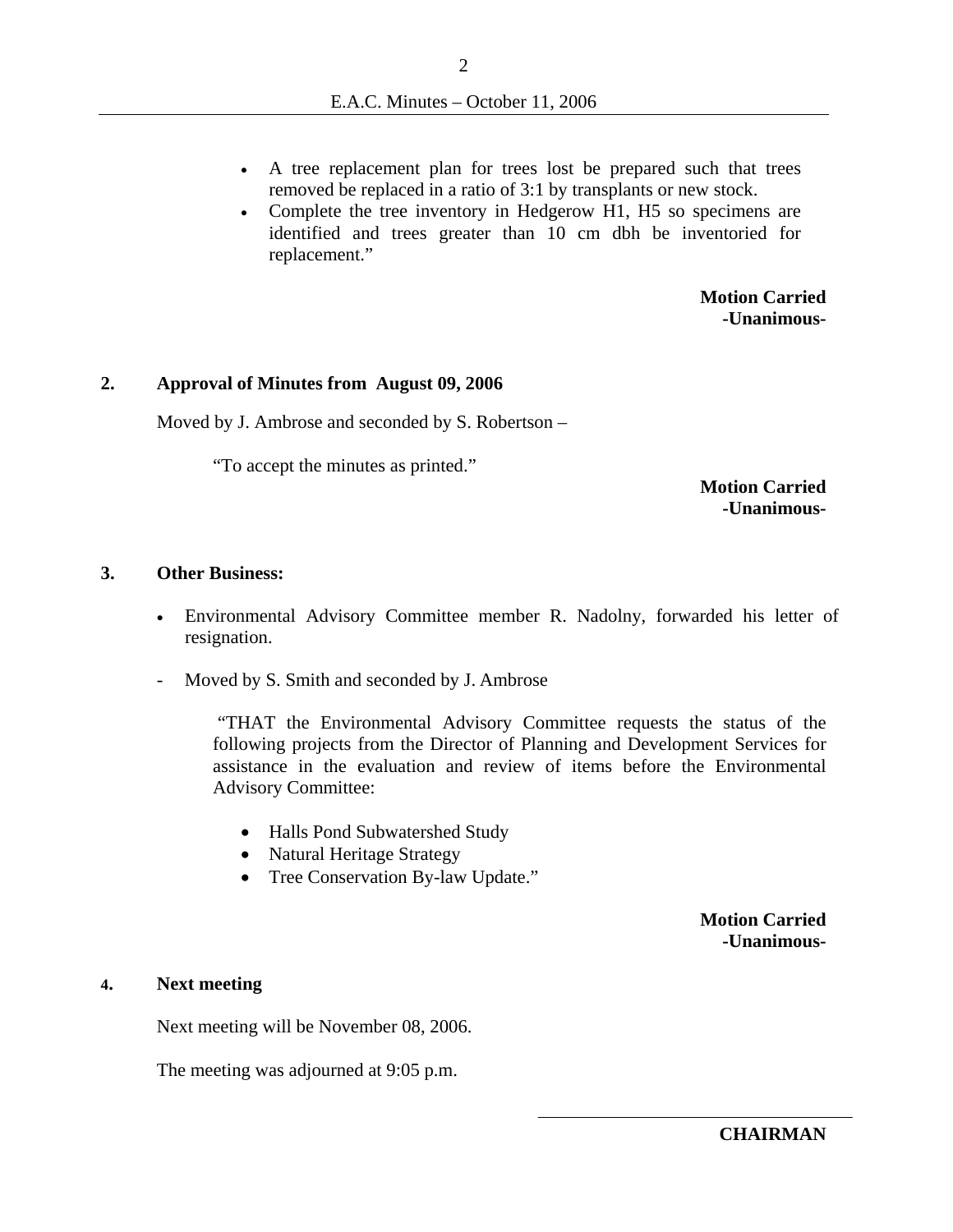- A tree replacement plan for trees lost be prepared such that trees removed be replaced in a ratio of 3:1 by transplants or new stock.
- Complete the tree inventory in Hedgerow H1, H5 so specimens are identified and trees greater than 10 cm dbh be inventoried for replacement."

**Motion Carried**
**-Unanimous-**

## 2. Approval of Minutes from August 09, 2006

Moved by J. Ambrose and seconded by S. Robertson –

"To accept the minutes as printed."

**Motion Carried**
**-Unanimous-**

## 3. Other Business:

- Environmental Advisory Committee member R. Nadolny, forwarded his letter of resignation.

- Moved by S. Smith and seconded by J. Ambrose

"THAT the Environmental Advisory Committee requests the status of the following projects from the Director of Planning and Development Services for assistance in the evaluation and review of items before the Environmental Advisory Committee:

- Halls Pond Subwatershed Study
- Natural Heritage Strategy
- Tree Conservation By-law Update."

**Motion Carried**
**-Unanimous-**

## 4. Next meeting

Next meeting will be November 08, 2006.

The meeting was adjourned at 9:05 p.m.

______________________________

**CHAIRMAN**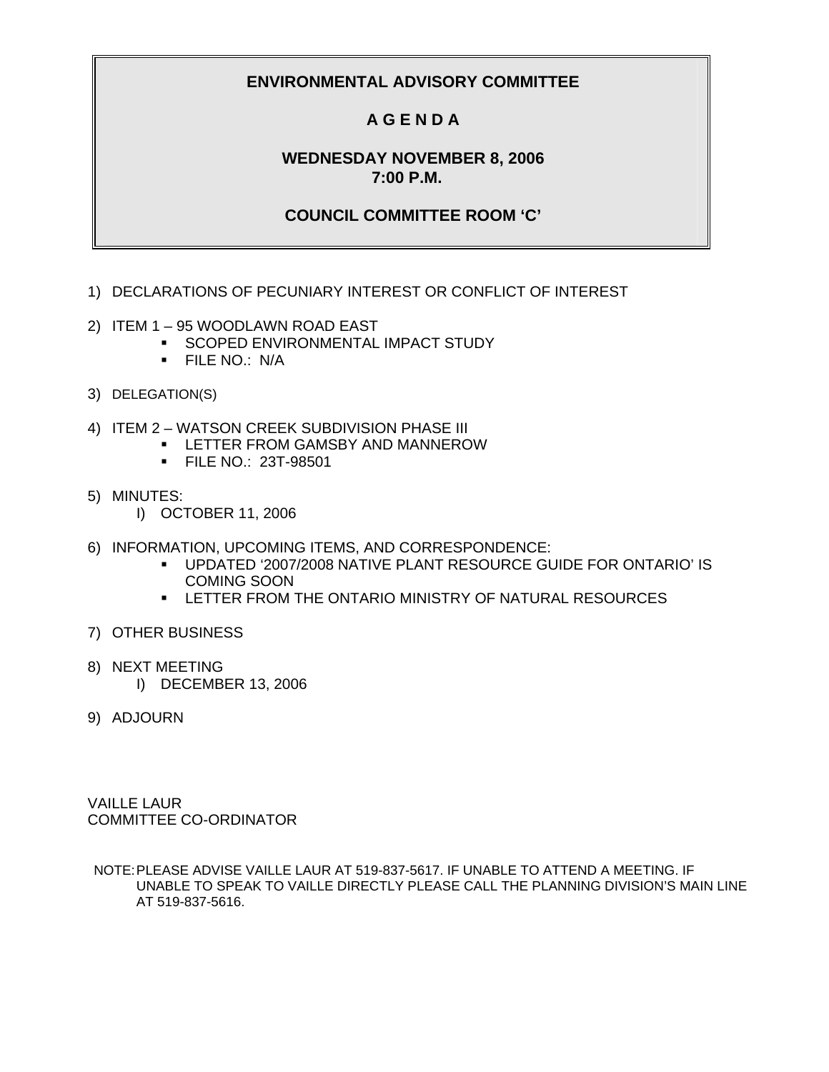# ENVIRONMENTAL ADVISORY COMMITTEE

## A G E N D A

**WEDNESDAY NOVEMBER 8, 2006**
**7:00 P.M.**

**COUNCIL COMMITTEE ROOM 'C'**

1) DECLARATIONS OF PECUNIARY INTEREST OR CONFLICT OF INTEREST

2) ITEM 1 – 95 WOODLAWN ROAD EAST
   - SCOPED ENVIRONMENTAL IMPACT STUDY
   - FILE NO.: N/A

3) DELEGATION(S)

4) ITEM 2 – WATSON CREEK SUBDIVISION PHASE III
   - LETTER FROM GAMSBY AND MANNEROW
   - FILE NO.: 23T-98501

5) MINUTES:
   I) OCTOBER 11, 2006

6) INFORMATION, UPCOMING ITEMS, AND CORRESPONDENCE:
   - UPDATED '2007/2008 NATIVE PLANT RESOURCE GUIDE FOR ONTARIO' IS COMING SOON
   - LETTER FROM THE ONTARIO MINISTRY OF NATURAL RESOURCES

7) OTHER BUSINESS

8) NEXT MEETING
   I) DECEMBER 13, 2006

9) ADJOURN

VAILLE LAUR
COMMITTEE CO-ORDINATOR

NOTE: PLEASE ADVISE VAILLE LAUR AT 519-837-5617. IF UNABLE TO ATTEND A MEETING. IF UNABLE TO SPEAK TO VAILLE DIRECTLY PLEASE CALL THE PLANNING DIVISION'S MAIN LINE AT 519-837-5616.